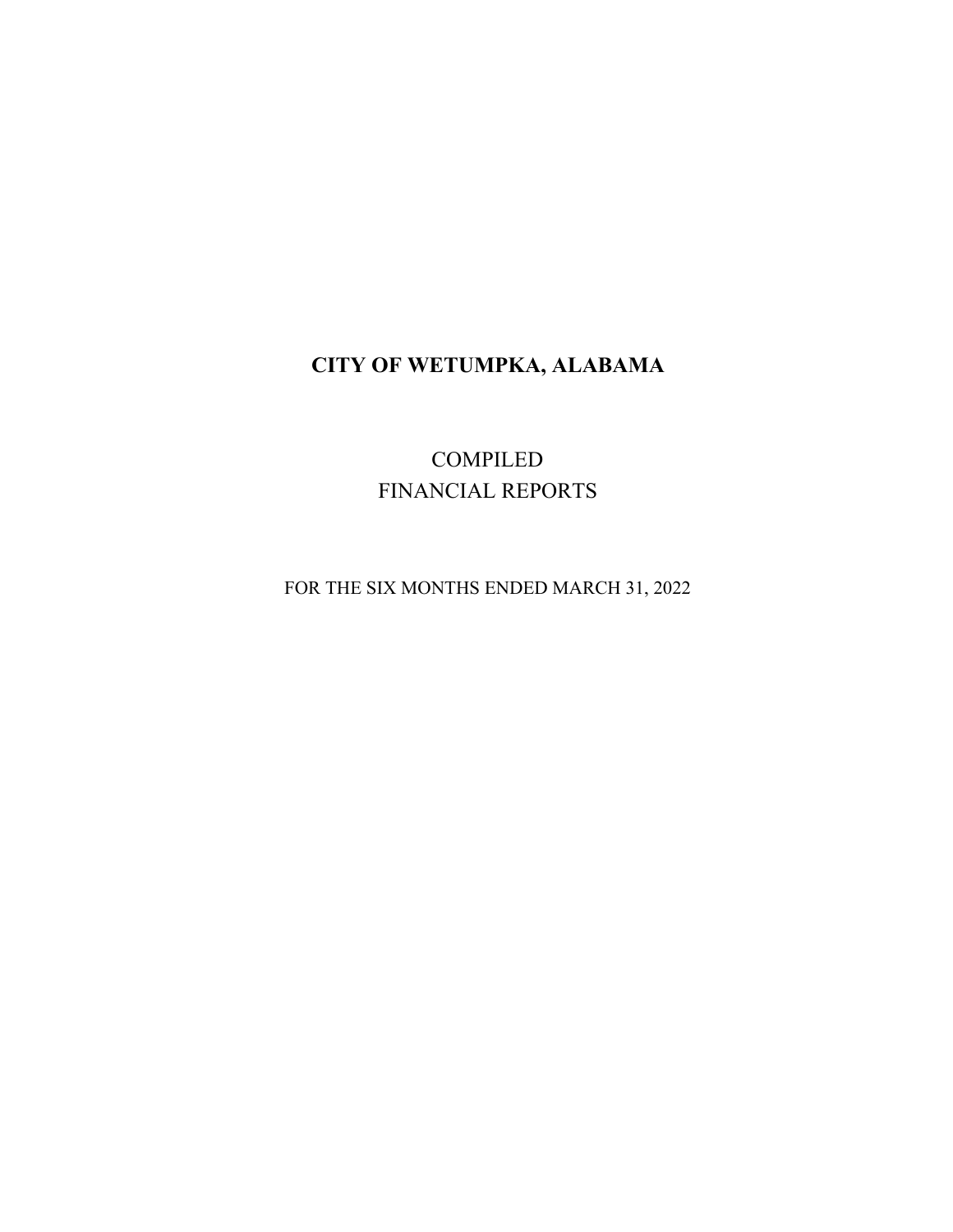# CITY OF WETUMPKA, ALABAMA

COMPILED
FINANCIAL REPORTS

FOR THE SIX MONTHS ENDED MARCH 31, 2022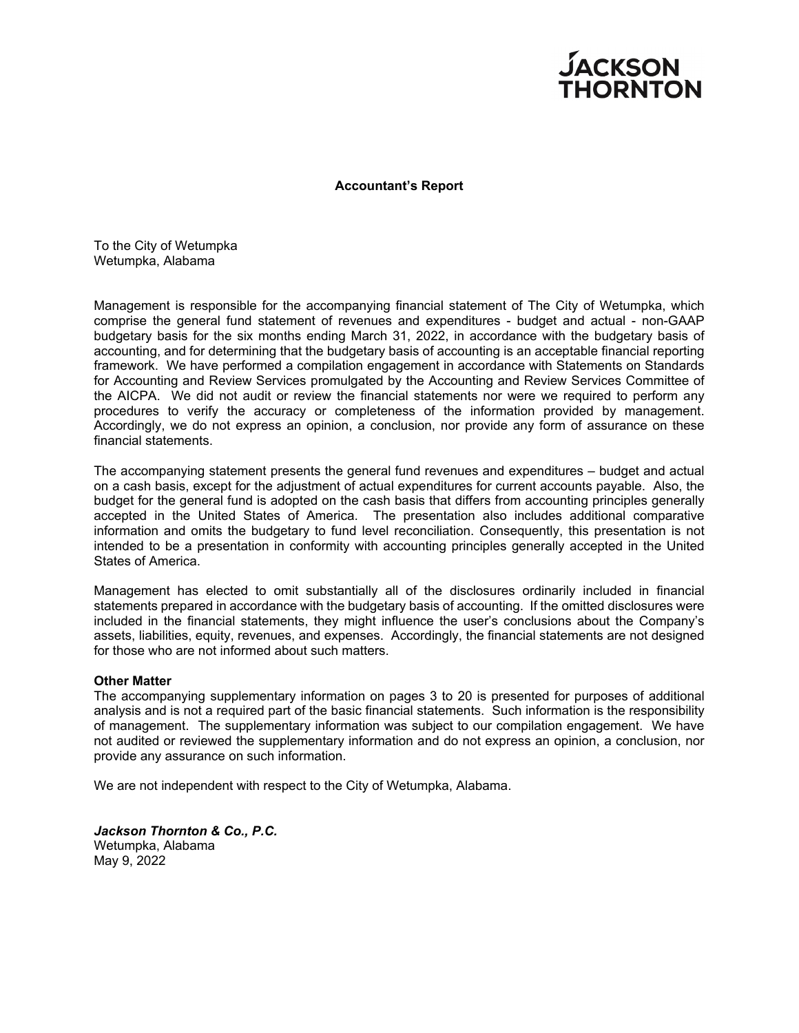JACKSON THORNTON

**Accountant's Report**

To the City of Wetumpka
Wetumpka, Alabama

Management is responsible for the accompanying financial statement of The City of Wetumpka, which comprise the general fund statement of revenues and expenditures - budget and actual - non-GAAP budgetary basis for the six months ending March 31, 2022, in accordance with the budgetary basis of accounting, and for determining that the budgetary basis of accounting is an acceptable financial reporting framework. We have performed a compilation engagement in accordance with Statements on Standards for Accounting and Review Services promulgated by the Accounting and Review Services Committee of the AICPA. We did not audit or review the financial statements nor were we required to perform any procedures to verify the accuracy or completeness of the information provided by management. Accordingly, we do not express an opinion, a conclusion, nor provide any form of assurance on these financial statements.

The accompanying statement presents the general fund revenues and expenditures – budget and actual on a cash basis, except for the adjustment of actual expenditures for current accounts payable. Also, the budget for the general fund is adopted on the cash basis that differs from accounting principles generally accepted in the United States of America. The presentation also includes additional comparative information and omits the budgetary to fund level reconciliation. Consequently, this presentation is not intended to be a presentation in conformity with accounting principles generally accepted in the United States of America.

Management has elected to omit substantially all of the disclosures ordinarily included in financial statements prepared in accordance with the budgetary basis of accounting. If the omitted disclosures were included in the financial statements, they might influence the user's conclusions about the Company's assets, liabilities, equity, revenues, and expenses. Accordingly, the financial statements are not designed for those who are not informed about such matters.

**Other Matter**
The accompanying supplementary information on pages 3 to 20 is presented for purposes of additional analysis and is not a required part of the basic financial statements. Such information is the responsibility of management. The supplementary information was subject to our compilation engagement. We have not audited or reviewed the supplementary information and do not express an opinion, a conclusion, nor provide any assurance on such information.

We are not independent with respect to the City of Wetumpka, Alabama.

***Jackson Thornton & Co., P.C.***
Wetumpka, Alabama
May 9, 2022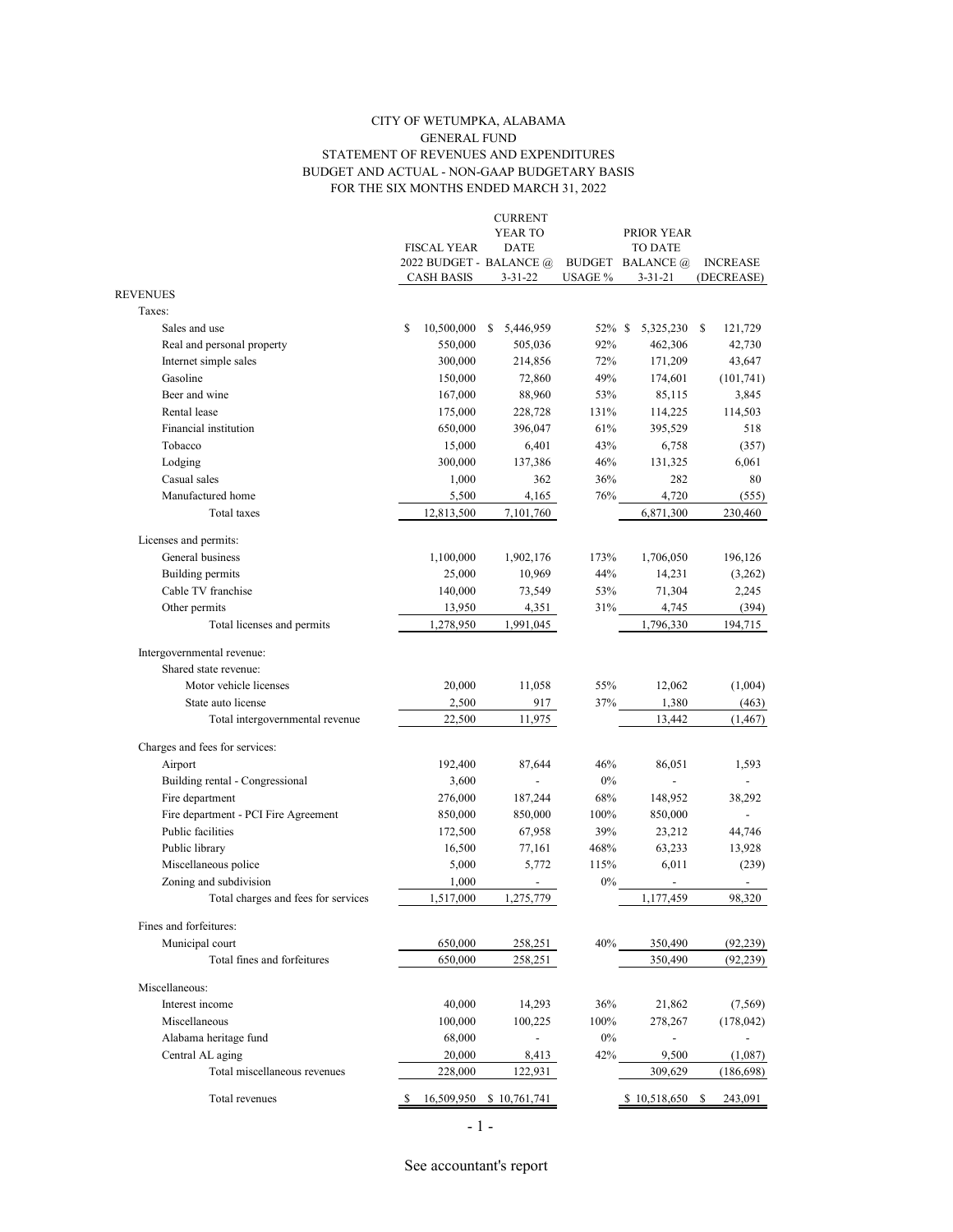CITY OF WETUMPKA, ALABAMA
GENERAL FUND
STATEMENT OF REVENUES AND EXPENDITURES
BUDGET AND ACTUAL - NON-GAAP BUDGETARY BASIS
FOR THE SIX MONTHS ENDED MARCH 31, 2022

| | FISCAL YEAR 2022 BUDGET - CASH BASIS | CURRENT YEAR TO DATE BALANCE @ 3-31-22 | BUDGET USAGE % | PRIOR YEAR TO DATE BALANCE @ 3-31-21 | INCREASE (DECREASE) |
|---|---|---|---|---|---|
| REVENUES | | | | | |
| Taxes: | | | | | |
| Sales and use | $ 10,500,000 | $ 5,446,959 | 52% | $ 5,325,230 | $ 121,729 |
| Real and personal property | 550,000 | 505,036 | 92% | 462,306 | 42,730 |
| Internet simple sales | 300,000 | 214,856 | 72% | 171,209 | 43,647 |
| Gasoline | 150,000 | 72,860 | 49% | 174,601 | (101,741) |
| Beer and wine | 167,000 | 88,960 | 53% | 85,115 | 3,845 |
| Rental lease | 175,000 | 228,728 | 131% | 114,225 | 114,503 |
| Financial institution | 650,000 | 396,047 | 61% | 395,529 | 518 |
| Tobacco | 15,000 | 6,401 | 43% | 6,758 | (357) |
| Lodging | 300,000 | 137,386 | 46% | 131,325 | 6,061 |
| Casual sales | 1,000 | 362 | 36% | 282 | 80 |
| Manufactured home | 5,500 | 4,165 | 76% | 4,720 | (555) |
| Total taxes | 12,813,500 | 7,101,760 | | 6,871,300 | 230,460 |
| Licenses and permits: | | | | | |
| General business | 1,100,000 | 1,902,176 | 173% | 1,706,050 | 196,126 |
| Building permits | 25,000 | 10,969 | 44% | 14,231 | (3,262) |
| Cable TV franchise | 140,000 | 73,549 | 53% | 71,304 | 2,245 |
| Other permits | 13,950 | 4,351 | 31% | 4,745 | (394) |
| Total licenses and permits | 1,278,950 | 1,991,045 | | 1,796,330 | 194,715 |
| Intergovernmental revenue: | | | | | |
| Shared state revenue: | | | | | |
| Motor vehicle licenses | 20,000 | 11,058 | 55% | 12,062 | (1,004) |
| State auto license | 2,500 | 917 | 37% | 1,380 | (463) |
| Total intergovernmental revenue | 22,500 | 11,975 | | 13,442 | (1,467) |
| Charges and fees for services: | | | | | |
| Airport | 192,400 | 87,644 | 46% | 86,051 | 1,593 |
| Building rental - Congressional | 3,600 | - | 0% | - | - |
| Fire department | 276,000 | 187,244 | 68% | 148,952 | 38,292 |
| Fire department - PCI Fire Agreement | 850,000 | 850,000 | 100% | 850,000 | - |
| Public facilities | 172,500 | 67,958 | 39% | 23,212 | 44,746 |
| Public library | 16,500 | 77,161 | 468% | 63,233 | 13,928 |
| Miscellaneous police | 5,000 | 5,772 | 115% | 6,011 | (239) |
| Zoning and subdivision | 1,000 | - | 0% | - | - |
| Total charges and fees for services | 1,517,000 | 1,275,779 | | 1,177,459 | 98,320 |
| Fines and forfeitures: | | | | | |
| Municipal court | 650,000 | 258,251 | 40% | 350,490 | (92,239) |
| Total fines and forfeitures | 650,000 | 258,251 | | 350,490 | (92,239) |
| Miscellaneous: | | | | | |
| Interest income | 40,000 | 14,293 | 36% | 21,862 | (7,569) |
| Miscellaneous | 100,000 | 100,225 | 100% | 278,267 | (178,042) |
| Alabama heritage fund | 68,000 | - | 0% | - | - |
| Central AL aging | 20,000 | 8,413 | 42% | 9,500 | (1,087) |
| Total miscellaneous revenues | 228,000 | 122,931 | | 309,629 | (186,698) |
| Total revenues | $ 16,509,950 | $ 10,761,741 | | $ 10,518,650 | $ 243,091 |

See accountant's report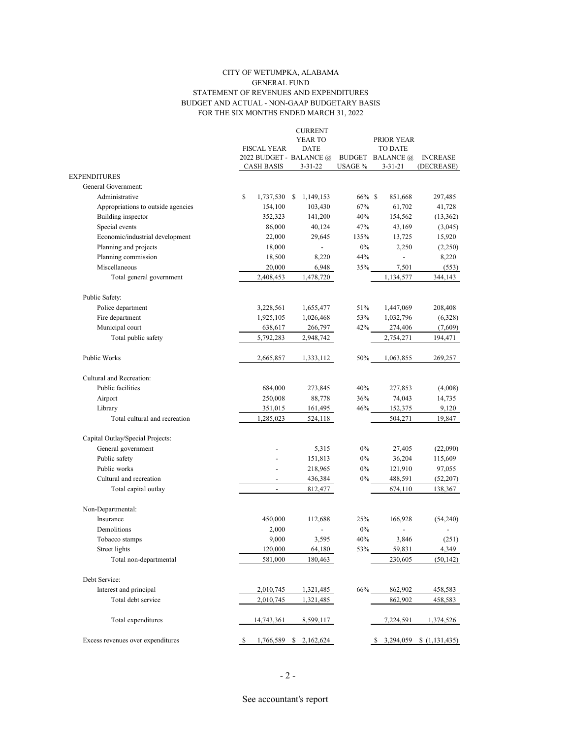CITY OF WETUMPKA, ALABAMA
GENERAL FUND
STATEMENT OF REVENUES AND EXPENDITURES
BUDGET AND ACTUAL - NON-GAAP BUDGETARY BASIS
FOR THE SIX MONTHS ENDED MARCH 31, 2022

| | FISCAL YEAR 2022 BUDGET - CASH BASIS | CURRENT YEAR TO DATE BALANCE @ 3-31-22 | BUDGET USAGE % | PRIOR YEAR TO DATE BALANCE @ 3-31-21 | INCREASE (DECREASE) |
|---|---|---|---|---|---|
| EXPENDITURES | | | | | |
| General Government: | | | | | |
| Administrative | $ 1,737,530 | $ 1,149,153 | 66% | $ 851,668 | 297,485 |
| Appropriations to outside agencies | 154,100 | 103,430 | 67% | 61,702 | 41,728 |
| Building inspector | 352,323 | 141,200 | 40% | 154,562 | (13,362) |
| Special events | 86,000 | 40,124 | 47% | 43,169 | (3,045) |
| Economic/industrial development | 22,000 | 29,645 | 135% | 13,725 | 15,920 |
| Planning and projects | 18,000 | - | 0% | 2,250 | (2,250) |
| Planning commission | 18,500 | 8,220 | 44% | - | 8,220 |
| Miscellaneous | 20,000 | 6,948 | 35% | 7,501 | (553) |
| Total general government | 2,408,453 | 1,478,720 | | 1,134,577 | 344,143 |
| Public Safety: | | | | | |
| Police department | 3,228,561 | 1,655,477 | 51% | 1,447,069 | 208,408 |
| Fire department | 1,925,105 | 1,026,468 | 53% | 1,032,796 | (6,328) |
| Municipal court | 638,617 | 266,797 | 42% | 274,406 | (7,609) |
| Total public safety | 5,792,283 | 2,948,742 | | 2,754,271 | 194,471 |
| Public Works | 2,665,857 | 1,333,112 | 50% | 1,063,855 | 269,257 |
| Cultural and Recreation: | | | | | |
| Public facilities | 684,000 | 273,845 | 40% | 277,853 | (4,008) |
| Airport | 250,008 | 88,778 | 36% | 74,043 | 14,735 |
| Library | 351,015 | 161,495 | 46% | 152,375 | 9,120 |
| Total cultural and recreation | 1,285,023 | 524,118 | | 504,271 | 19,847 |
| Capital Outlay/Special Projects: | | | | | |
| General government | - | 5,315 | 0% | 27,405 | (22,090) |
| Public safety | - | 151,813 | 0% | 36,204 | 115,609 |
| Public works | - | 218,965 | 0% | 121,910 | 97,055 |
| Cultural and recreation | - | 436,384 | 0% | 488,591 | (52,207) |
| Total capital outlay | - | 812,477 | | 674,110 | 138,367 |
| Non-Departmental: | | | | | |
| Insurance | 450,000 | 112,688 | 25% | 166,928 | (54,240) |
| Demolitions | 2,000 | - | 0% | - | - |
| Tobacco stamps | 9,000 | 3,595 | 40% | 3,846 | (251) |
| Street lights | 120,000 | 64,180 | 53% | 59,831 | 4,349 |
| Total non-departmental | 581,000 | 180,463 | | 230,605 | (50,142) |
| Debt Service: | | | | | |
| Interest and principal | 2,010,745 | 1,321,485 | 66% | 862,902 | 458,583 |
| Total debt service | 2,010,745 | 1,321,485 | | 862,902 | 458,583 |
| Total expenditures | 14,743,361 | 8,599,117 | | 7,224,591 | 1,374,526 |
| Excess revenues over expenditures | $ 1,766,589 | $ 2,162,624 | | $ 3,294,059 | $ (1,131,435) |

See accountant's report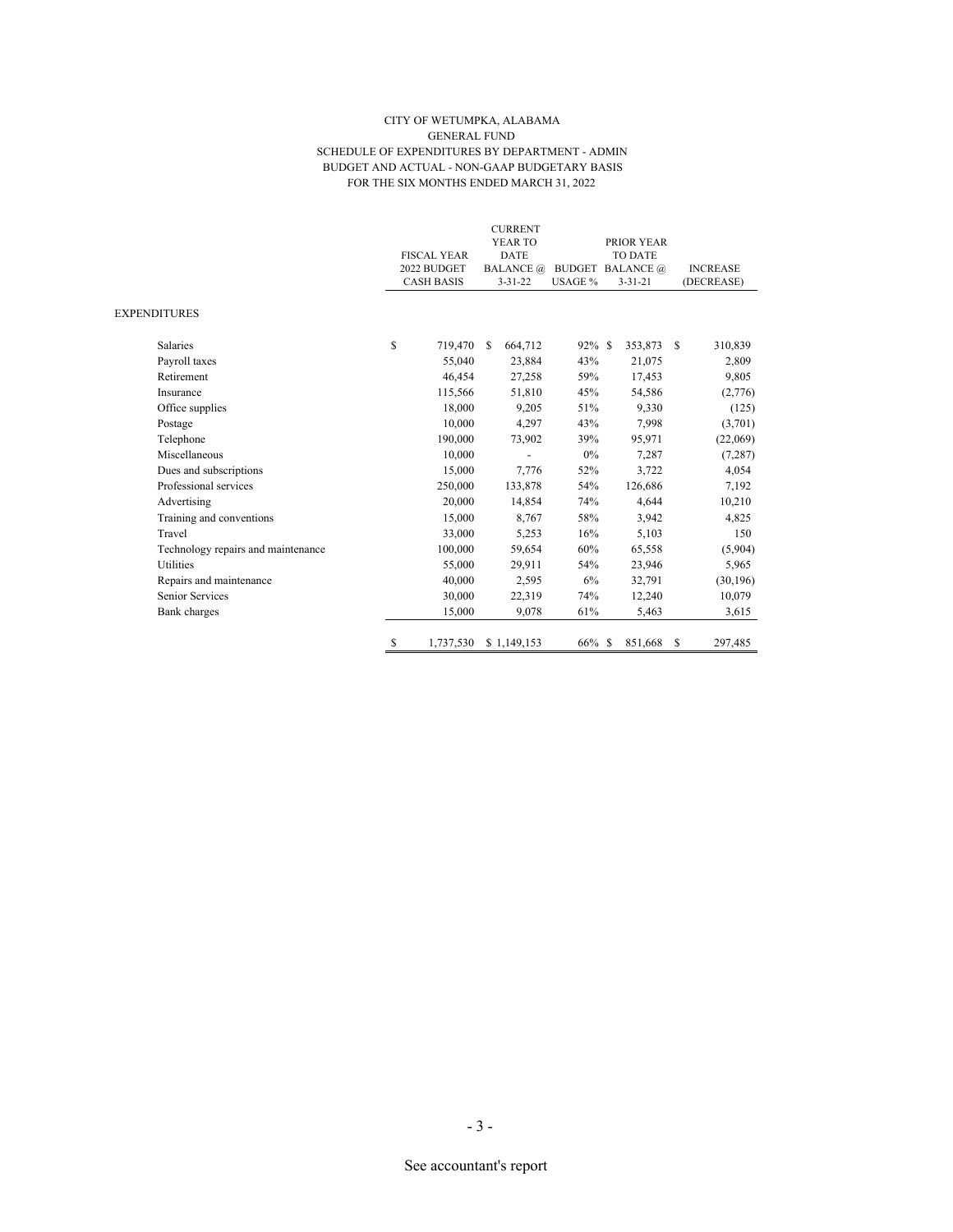CITY OF WETUMPKA, ALABAMA
GENERAL FUND
SCHEDULE OF EXPENDITURES BY DEPARTMENT - ADMIN
BUDGET AND ACTUAL - NON-GAAP BUDGETARY BASIS
FOR THE SIX MONTHS ENDED MARCH 31, 2022

| | FISCAL YEAR 2022 BUDGET CASH BASIS | CURRENT YEAR TO DATE BALANCE @ 3-31-22 | BUDGET USAGE % | PRIOR YEAR TO DATE BALANCE @ 3-31-21 | INCREASE (DECREASE) |
|---|---|---|---|---|---|
| EXPENDITURES | | | | | |
| Salaries | $ 719,470 | $ 664,712 | 92% | $ 353,873 | $ 310,839 |
| Payroll taxes | 55,040 | 23,884 | 43% | 21,075 | 2,809 |
| Retirement | 46,454 | 27,258 | 59% | 17,453 | 9,805 |
| Insurance | 115,566 | 51,810 | 45% | 54,586 | (2,776) |
| Office supplies | 18,000 | 9,205 | 51% | 9,330 | (125) |
| Postage | 10,000 | 4,297 | 43% | 7,998 | (3,701) |
| Telephone | 190,000 | 73,902 | 39% | 95,971 | (22,069) |
| Miscellaneous | 10,000 | - | 0% | 7,287 | (7,287) |
| Dues and subscriptions | 15,000 | 7,776 | 52% | 3,722 | 4,054 |
| Professional services | 250,000 | 133,878 | 54% | 126,686 | 7,192 |
| Advertising | 20,000 | 14,854 | 74% | 4,644 | 10,210 |
| Training and conventions | 15,000 | 8,767 | 58% | 3,942 | 4,825 |
| Travel | 33,000 | 5,253 | 16% | 5,103 | 150 |
| Technology repairs and maintenance | 100,000 | 59,654 | 60% | 65,558 | (5,904) |
| Utilities | 55,000 | 29,911 | 54% | 23,946 | 5,965 |
| Repairs and maintenance | 40,000 | 2,595 | 6% | 32,791 | (30,196) |
| Senior Services | 30,000 | 22,319 | 74% | 12,240 | 10,079 |
| Bank charges | 15,000 | 9,078 | 61% | 5,463 | 3,615 |
| | $ 1,737,530 | $ 1,149,153 | 66% | $ 851,668 | $ 297,485 |

See accountant's report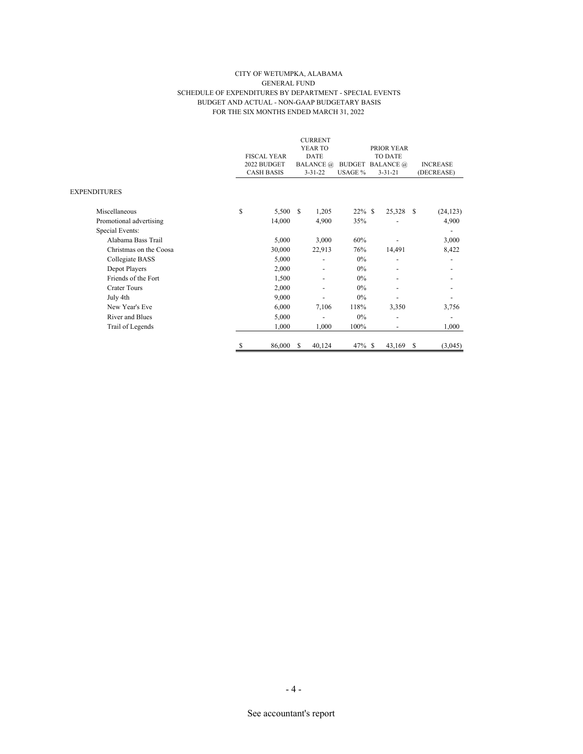CITY OF WETUMPKA, ALABAMA
GENERAL FUND
SCHEDULE OF EXPENDITURES BY DEPARTMENT - SPECIAL EVENTS
BUDGET AND ACTUAL - NON-GAAP BUDGETARY BASIS
FOR THE SIX MONTHS ENDED MARCH 31, 2022

| | FISCAL YEAR 2022 BUDGET CASH BASIS | CURRENT YEAR TO DATE BALANCE @ 3-31-22 | BUDGET USAGE % | PRIOR YEAR TO DATE BALANCE @ 3-31-21 | INCREASE (DECREASE) |
|---|---|---|---|---|---|
| EXPENDITURES | | | | | |
| Miscellaneous | $ 5,500 | $ 1,205 | 22% | $ 25,328 | $ (24,123) |
| Promotional advertising | 14,000 | 4,900 | 35% | - | 4,900 |
| Special Events: | | | | | - |
| Alabama Bass Trail | 5,000 | 3,000 | 60% | - | 3,000 |
| Christmas on the Coosa | 30,000 | 22,913 | 76% | 14,491 | 8,422 |
| Collegiate BASS | 5,000 | - | 0% | - | - |
| Depot Players | 2,000 | - | 0% | - | - |
| Friends of the Fort | 1,500 | - | 0% | - | - |
| Crater Tours | 2,000 | - | 0% | - | - |
| July 4th | 9,000 | - | 0% | - | - |
| New Year's Eve | 6,000 | 7,106 | 118% | 3,350 | 3,756 |
| River and Blues | 5,000 | - | 0% | - | - |
| Trail of Legends | 1,000 | 1,000 | 100% | - | 1,000 |
| | $ 86,000 | $ 40,124 | 47% | $ 43,169 | $ (3,045) |

See accountant's report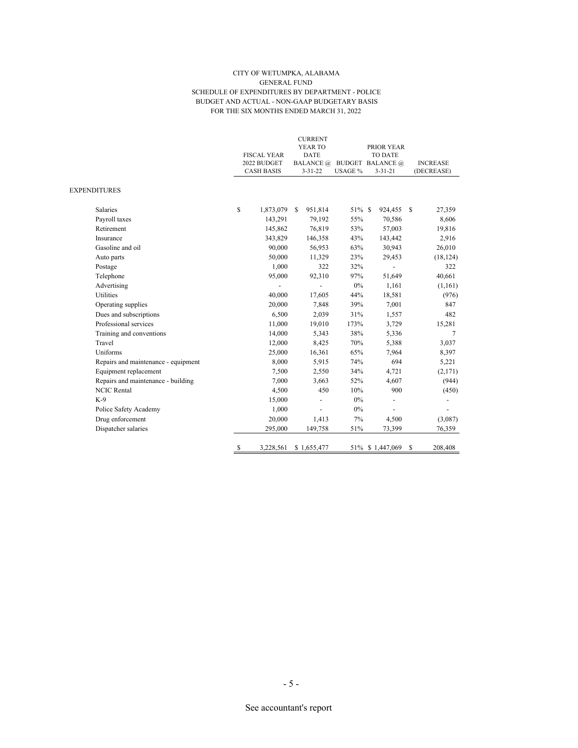CITY OF WETUMPKA, ALABAMA
GENERAL FUND
SCHEDULE OF EXPENDITURES BY DEPARTMENT - POLICE
BUDGET AND ACTUAL - NON-GAAP BUDGETARY BASIS
FOR THE SIX MONTHS ENDED MARCH 31, 2022

| | FISCAL YEAR 2022 BUDGET CASH BASIS | CURRENT YEAR TO DATE BALANCE @ 3-31-22 | BUDGET USAGE % | PRIOR YEAR TO DATE BALANCE @ 3-31-21 | INCREASE (DECREASE) |
|---|---|---|---|---|---|
| EXPENDITURES | | | | | |
| Salaries | $ 1,873,079 | $ 951,814 | 51% | $ 924,455 | $ 27,359 |
| Payroll taxes | 143,291 | 79,192 | 55% | 70,586 | 8,606 |
| Retirement | 145,862 | 76,819 | 53% | 57,003 | 19,816 |
| Insurance | 343,829 | 146,358 | 43% | 143,442 | 2,916 |
| Gasoline and oil | 90,000 | 56,953 | 63% | 30,943 | 26,010 |
| Auto parts | 50,000 | 11,329 | 23% | 29,453 | (18,124) |
| Postage | 1,000 | 322 | 32% | - | 322 |
| Telephone | 95,000 | 92,310 | 97% | 51,649 | 40,661 |
| Advertising | - | - | 0% | 1,161 | (1,161) |
| Utilities | 40,000 | 17,605 | 44% | 18,581 | (976) |
| Operating supplies | 20,000 | 7,848 | 39% | 7,001 | 847 |
| Dues and subscriptions | 6,500 | 2,039 | 31% | 1,557 | 482 |
| Professional services | 11,000 | 19,010 | 173% | 3,729 | 15,281 |
| Training and conventions | 14,000 | 5,343 | 38% | 5,336 | 7 |
| Travel | 12,000 | 8,425 | 70% | 5,388 | 3,037 |
| Uniforms | 25,000 | 16,361 | 65% | 7,964 | 8,397 |
| Repairs and maintenance - equipment | 8,000 | 5,915 | 74% | 694 | 5,221 |
| Equipment replacement | 7,500 | 2,550 | 34% | 4,721 | (2,171) |
| Repairs and maintenance - building | 7,000 | 3,663 | 52% | 4,607 | (944) |
| NCIC Rental | 4,500 | 450 | 10% | 900 | (450) |
| K-9 | 15,000 | - | 0% | - | - |
| Police Safety Academy | 1,000 | - | 0% | - | - |
| Drug enforcement | 20,000 | 1,413 | 7% | 4,500 | (3,087) |
| Dispatcher salaries | 295,000 | 149,758 | 51% | 73,399 | 76,359 |
| | $ 3,228,561 | $ 1,655,477 | 51% | $ 1,447,069 | $ 208,408 |

See accountant's report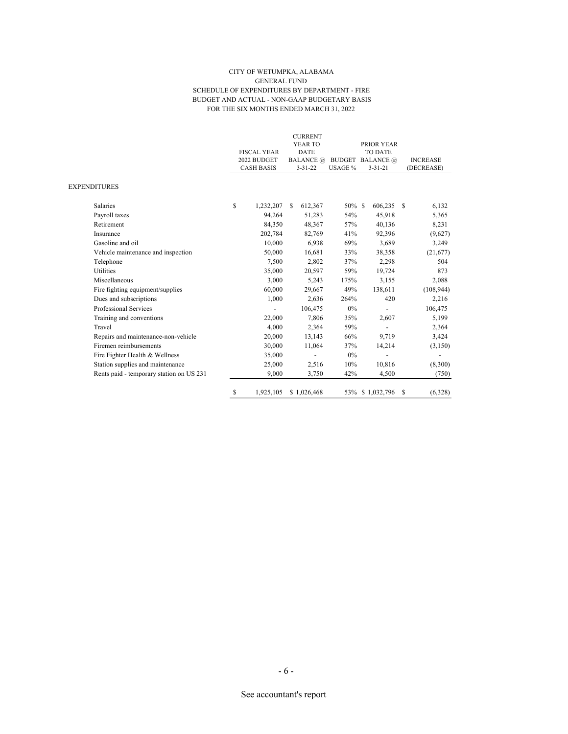CITY OF WETUMPKA, ALABAMA
GENERAL FUND
SCHEDULE OF EXPENDITURES BY DEPARTMENT - FIRE
BUDGET AND ACTUAL - NON-GAAP BUDGETARY BASIS
FOR THE SIX MONTHS ENDED MARCH 31, 2022

| | FISCAL YEAR 2022 BUDGET CASH BASIS | CURRENT YEAR TO DATE BALANCE @ 3-31-22 | BUDGET USAGE % | PRIOR YEAR TO DATE BALANCE @ 3-31-21 | INCREASE (DECREASE) |
|---|---|---|---|---|---|
| EXPENDITURES | | | | | |
| Salaries | $ 1,232,207 | $ 612,367 | 50% | $ 606,235 | $ 6,132 |
| Payroll taxes | 94,264 | 51,283 | 54% | 45,918 | 5,365 |
| Retirement | 84,350 | 48,367 | 57% | 40,136 | 8,231 |
| Insurance | 202,784 | 82,769 | 41% | 92,396 | (9,627) |
| Gasoline and oil | 10,000 | 6,938 | 69% | 3,689 | 3,249 |
| Vehicle maintenance and inspection | 50,000 | 16,681 | 33% | 38,358 | (21,677) |
| Telephone | 7,500 | 2,802 | 37% | 2,298 | 504 |
| Utilities | 35,000 | 20,597 | 59% | 19,724 | 873 |
| Miscellaneous | 3,000 | 5,243 | 175% | 3,155 | 2,088 |
| Fire fighting equipment/supplies | 60,000 | 29,667 | 49% | 138,611 | (108,944) |
| Dues and subscriptions | 1,000 | 2,636 | 264% | 420 | 2,216 |
| Professional Services | - | 106,475 | 0% | - | 106,475 |
| Training and conventions | 22,000 | 7,806 | 35% | 2,607 | 5,199 |
| Travel | 4,000 | 2,364 | 59% | - | 2,364 |
| Repairs and maintenance-non-vehicle | 20,000 | 13,143 | 66% | 9,719 | 3,424 |
| Firemen reimbursements | 30,000 | 11,064 | 37% | 14,214 | (3,150) |
| Fire Fighter Health & Wellness | 35,000 | - | 0% | - | - |
| Station supplies and maintenance | 25,000 | 2,516 | 10% | 10,816 | (8,300) |
| Rents paid - temporary station on US 231 | 9,000 | 3,750 | 42% | 4,500 | (750) |
| | $ 1,925,105 | $ 1,026,468 | 53% | $ 1,032,796 | $ (6,328) |

See accountant's report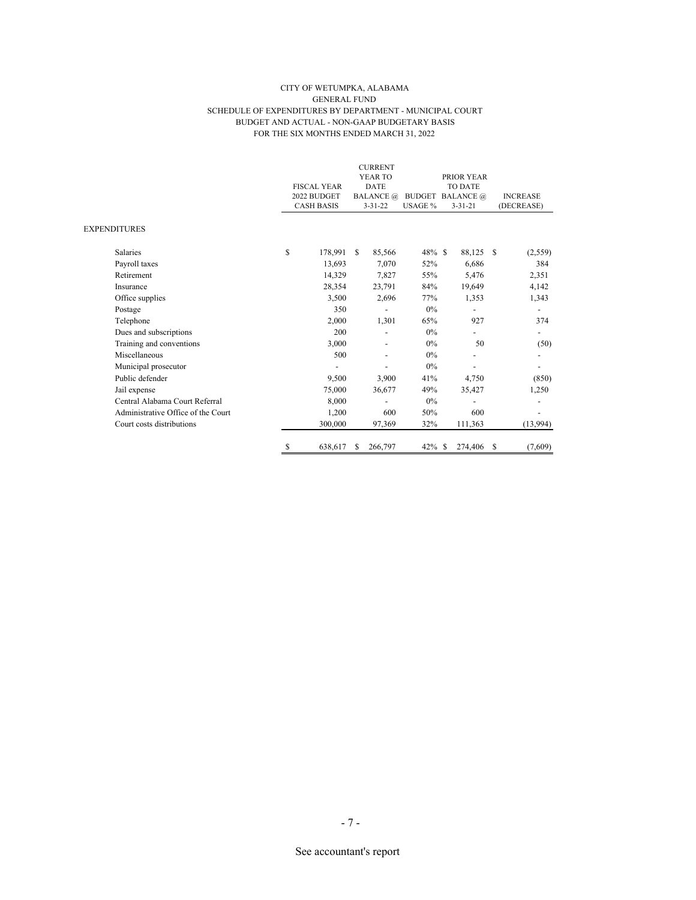CITY OF WETUMPKA, ALABAMA
GENERAL FUND
SCHEDULE OF EXPENDITURES BY DEPARTMENT - MUNICIPAL COURT
BUDGET AND ACTUAL - NON-GAAP BUDGETARY BASIS
FOR THE SIX MONTHS ENDED MARCH 31, 2022

| | FISCAL YEAR 2022 BUDGET CASH BASIS | CURRENT YEAR TO DATE BALANCE @ 3-31-22 | BUDGET USAGE % | PRIOR YEAR TO DATE BALANCE @ 3-31-21 | INCREASE (DECREASE) |
|---|---|---|---|---|---|
| EXPENDITURES | | | | | |
| Salaries | $ 178,991 | $ 85,566 | 48% | $ 88,125 | $ (2,559) |
| Payroll taxes | 13,693 | 7,070 | 52% | 6,686 | 384 |
| Retirement | 14,329 | 7,827 | 55% | 5,476 | 2,351 |
| Insurance | 28,354 | 23,791 | 84% | 19,649 | 4,142 |
| Office supplies | 3,500 | 2,696 | 77% | 1,353 | 1,343 |
| Postage | 350 | - | 0% | - | - |
| Telephone | 2,000 | 1,301 | 65% | 927 | 374 |
| Dues and subscriptions | 200 | - | 0% | - | - |
| Training and conventions | 3,000 | - | 0% | 50 | (50) |
| Miscellaneous | 500 | - | 0% | - | - |
| Municipal prosecutor | - | - | 0% | - | - |
| Public defender | 9,500 | 3,900 | 41% | 4,750 | (850) |
| Jail expense | 75,000 | 36,677 | 49% | 35,427 | 1,250 |
| Central Alabama Court Referral | 8,000 | - | 0% | - | - |
| Administrative Office of the Court | 1,200 | 600 | 50% | 600 | - |
| Court costs distributions | 300,000 | 97,369 | 32% | 111,363 | (13,994) |
| | $ 638,617 | $ 266,797 | 42% | $ 274,406 | $ (7,609) |

See accountant's report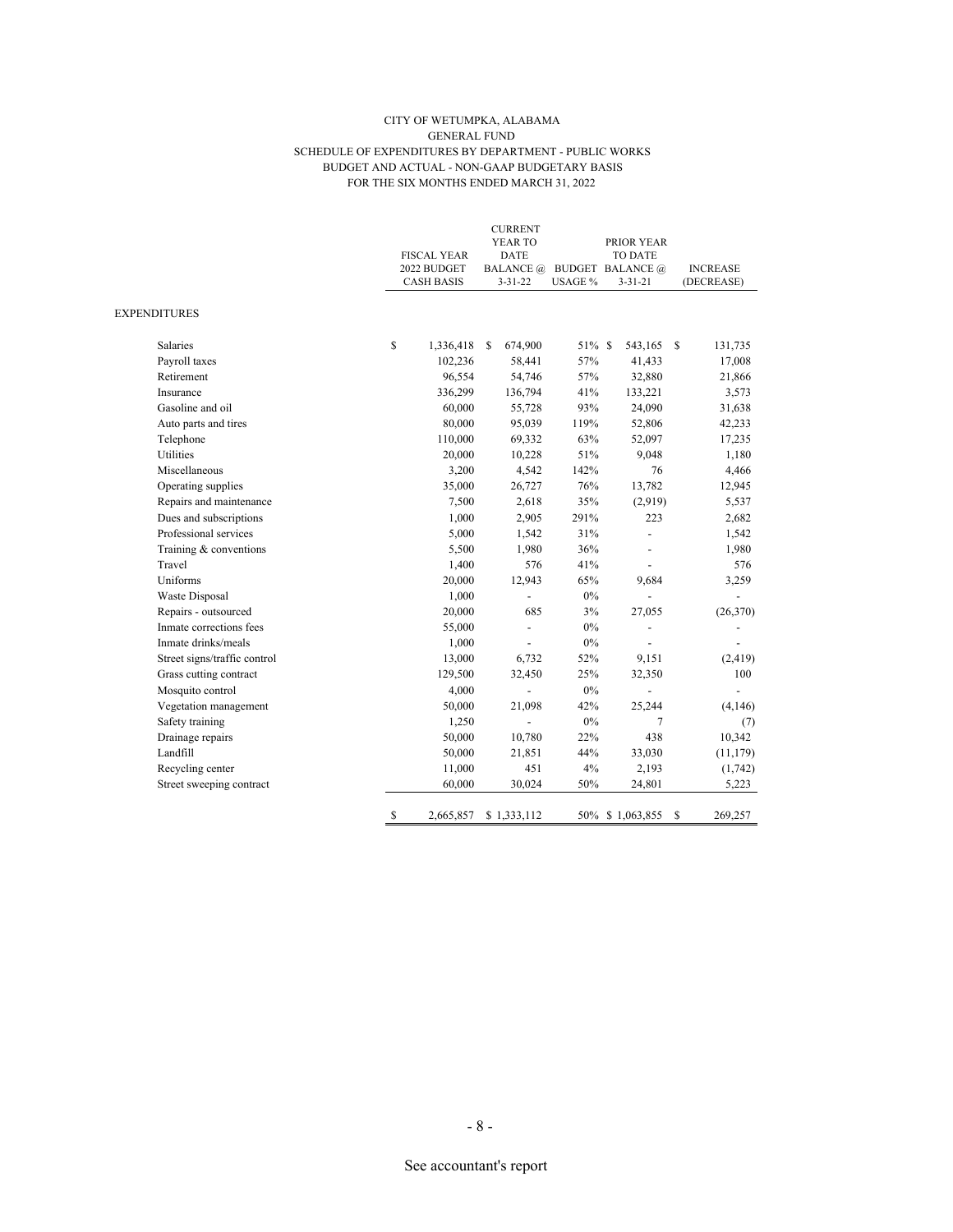CITY OF WETUMPKA, ALABAMA
GENERAL FUND
SCHEDULE OF EXPENDITURES BY DEPARTMENT - PUBLIC WORKS
BUDGET AND ACTUAL - NON-GAAP BUDGETARY BASIS
FOR THE SIX MONTHS ENDED MARCH 31, 2022

| | FISCAL YEAR 2022 BUDGET CASH BASIS | CURRENT YEAR TO DATE BALANCE @ 3-31-22 | BUDGET USAGE % | PRIOR YEAR TO DATE BALANCE @ 3-31-21 | INCREASE (DECREASE) |
|---|---|---|---|---|---|
| EXPENDITURES | | | | | |
| Salaries | $ 1,336,418 | $ 674,900 | 51% | $ 543,165 | $ 131,735 |
| Payroll taxes | 102,236 | 58,441 | 57% | 41,433 | 17,008 |
| Retirement | 96,554 | 54,746 | 57% | 32,880 | 21,866 |
| Insurance | 336,299 | 136,794 | 41% | 133,221 | 3,573 |
| Gasoline and oil | 60,000 | 55,728 | 93% | 24,090 | 31,638 |
| Auto parts and tires | 80,000 | 95,039 | 119% | 52,806 | 42,233 |
| Telephone | 110,000 | 69,332 | 63% | 52,097 | 17,235 |
| Utilities | 20,000 | 10,228 | 51% | 9,048 | 1,180 |
| Miscellaneous | 3,200 | 4,542 | 142% | 76 | 4,466 |
| Operating supplies | 35,000 | 26,727 | 76% | 13,782 | 12,945 |
| Repairs and maintenance | 7,500 | 2,618 | 35% | (2,919) | 5,537 |
| Dues and subscriptions | 1,000 | 2,905 | 291% | 223 | 2,682 |
| Professional services | 5,000 | 1,542 | 31% | - | 1,542 |
| Training & conventions | 5,500 | 1,980 | 36% | - | 1,980 |
| Travel | 1,400 | 576 | 41% | - | 576 |
| Uniforms | 20,000 | 12,943 | 65% | 9,684 | 3,259 |
| Waste Disposal | 1,000 | - | 0% | - | - |
| Repairs - outsourced | 20,000 | 685 | 3% | 27,055 | (26,370) |
| Inmate corrections fees | 55,000 | - | 0% | - | - |
| Inmate drinks/meals | 1,000 | - | 0% | - | - |
| Street signs/traffic control | 13,000 | 6,732 | 52% | 9,151 | (2,419) |
| Grass cutting contract | 129,500 | 32,450 | 25% | 32,350 | 100 |
| Mosquito control | 4,000 | - | 0% | - | - |
| Vegetation management | 50,000 | 21,098 | 42% | 25,244 | (4,146) |
| Safety training | 1,250 | - | 0% | 7 | (7) |
| Drainage repairs | 50,000 | 10,780 | 22% | 438 | 10,342 |
| Landfill | 50,000 | 21,851 | 44% | 33,030 | (11,179) |
| Recycling center | 11,000 | 451 | 4% | 2,193 | (1,742) |
| Street sweeping contract | 60,000 | 30,024 | 50% | 24,801 | 5,223 |
| | $ 2,665,857 | $ 1,333,112 | 50% | $ 1,063,855 | $ 269,257 |

See accountant's report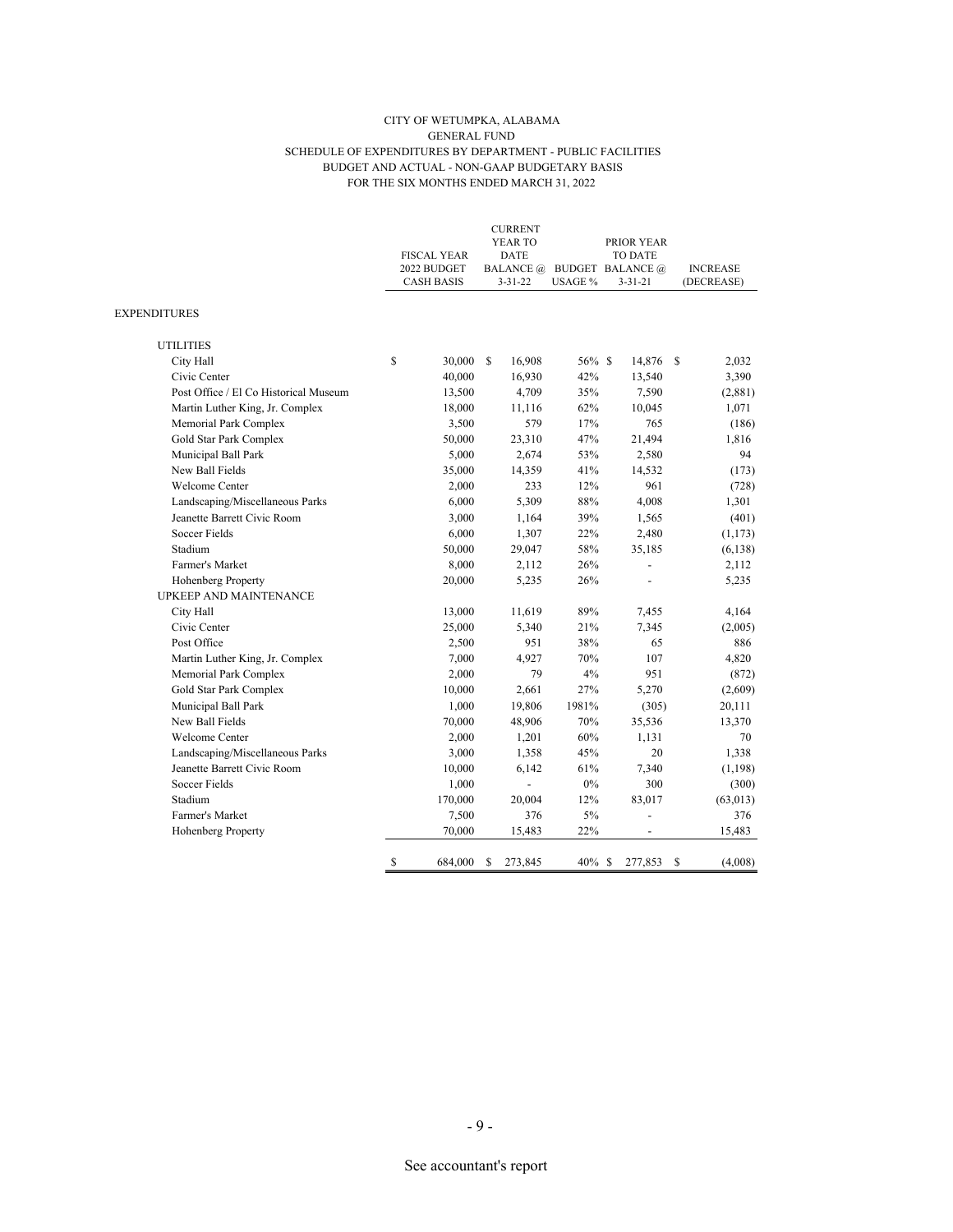CITY OF WETUMPKA, ALABAMA
GENERAL FUND
SCHEDULE OF EXPENDITURES BY DEPARTMENT - PUBLIC FACILITIES
BUDGET AND ACTUAL - NON-GAAP BUDGETARY BASIS
FOR THE SIX MONTHS ENDED MARCH 31, 2022

| | FISCAL YEAR 2022 BUDGET CASH BASIS | CURRENT YEAR TO DATE BALANCE @ 3-31-22 | BUDGET USAGE % | PRIOR YEAR TO DATE BALANCE @ 3-31-21 | INCREASE (DECREASE) |
|---|---|---|---|---|---|
| EXPENDITURES | | | | | |
| UTILITIES | | | | | |
| City Hall | $ 30,000 | $ 16,908 | 56% | $ 14,876 | $ 2,032 |
| Civic Center | 40,000 | 16,930 | 42% | 13,540 | 3,390 |
| Post Office / El Co Historical Museum | 13,500 | 4,709 | 35% | 7,590 | (2,881) |
| Martin Luther King, Jr. Complex | 18,000 | 11,116 | 62% | 10,045 | 1,071 |
| Memorial Park Complex | 3,500 | 579 | 17% | 765 | (186) |
| Gold Star Park Complex | 50,000 | 23,310 | 47% | 21,494 | 1,816 |
| Municipal Ball Park | 5,000 | 2,674 | 53% | 2,580 | 94 |
| New Ball Fields | 35,000 | 14,359 | 41% | 14,532 | (173) |
| Welcome Center | 2,000 | 233 | 12% | 961 | (728) |
| Landscaping/Miscellaneous Parks | 6,000 | 5,309 | 88% | 4,008 | 1,301 |
| Jeanette Barrett Civic Room | 3,000 | 1,164 | 39% | 1,565 | (401) |
| Soccer Fields | 6,000 | 1,307 | 22% | 2,480 | (1,173) |
| Stadium | 50,000 | 29,047 | 58% | 35,185 | (6,138) |
| Farmer's Market | 8,000 | 2,112 | 26% | - | 2,112 |
| Hohenberg Property | 20,000 | 5,235 | 26% | - | 5,235 |
| UPKEEP AND MAINTENANCE | | | | | |
| City Hall | 13,000 | 11,619 | 89% | 7,455 | 4,164 |
| Civic Center | 25,000 | 5,340 | 21% | 7,345 | (2,005) |
| Post Office | 2,500 | 951 | 38% | 65 | 886 |
| Martin Luther King, Jr. Complex | 7,000 | 4,927 | 70% | 107 | 4,820 |
| Memorial Park Complex | 2,000 | 79 | 4% | 951 | (872) |
| Gold Star Park Complex | 10,000 | 2,661 | 27% | 5,270 | (2,609) |
| Municipal Ball Park | 1,000 | 19,806 | 1981% | (305) | 20,111 |
| New Ball Fields | 70,000 | 48,906 | 70% | 35,536 | 13,370 |
| Welcome Center | 2,000 | 1,201 | 60% | 1,131 | 70 |
| Landscaping/Miscellaneous Parks | 3,000 | 1,358 | 45% | 20 | 1,338 |
| Jeanette Barrett Civic Room | 10,000 | 6,142 | 61% | 7,340 | (1,198) |
| Soccer Fields | 1,000 | - | 0% | 300 | (300) |
| Stadium | 170,000 | 20,004 | 12% | 83,017 | (63,013) |
| Farmer's Market | 7,500 | 376 | 5% | - | 376 |
| Hohenberg Property | 70,000 | 15,483 | 22% | - | 15,483 |
| | $ 684,000 | $ 273,845 | 40% | $ 277,853 | $ (4,008) |

See accountant's report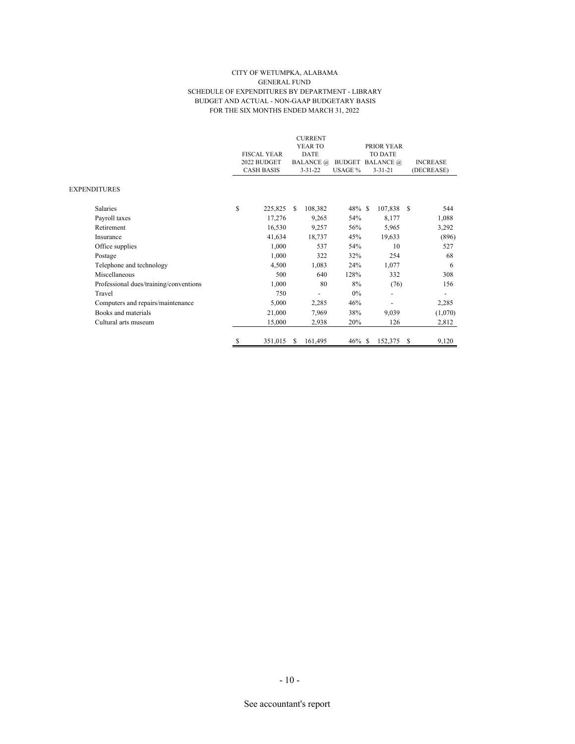CITY OF WETUMPKA, ALABAMA
GENERAL FUND
SCHEDULE OF EXPENDITURES BY DEPARTMENT - LIBRARY
BUDGET AND ACTUAL - NON-GAAP BUDGETARY BASIS
FOR THE SIX MONTHS ENDED MARCH 31, 2022

| | FISCAL YEAR 2022 BUDGET CASH BASIS | CURRENT YEAR TO DATE BALANCE @ 3-31-22 | BUDGET USAGE % | PRIOR YEAR TO DATE BALANCE @ 3-31-21 | INCREASE (DECREASE) |
|---|---|---|---|---|---|
| EXPENDITURES | | | | | |
| Salaries | $ 225,825 | $ 108,382 | 48% | $ 107,838 | $ 544 |
| Payroll taxes | 17,276 | 9,265 | 54% | 8,177 | 1,088 |
| Retirement | 16,530 | 9,257 | 56% | 5,965 | 3,292 |
| Insurance | 41,634 | 18,737 | 45% | 19,633 | (896) |
| Office supplies | 1,000 | 537 | 54% | 10 | 527 |
| Postage | 1,000 | 322 | 32% | 254 | 68 |
| Telephone and technology | 4,500 | 1,083 | 24% | 1,077 | 6 |
| Miscellaneous | 500 | 640 | 128% | 332 | 308 |
| Professional dues/training/conventions | 1,000 | 80 | 8% | (76) | 156 |
| Travel | 750 | - | 0% | - | - |
| Computers and repairs/maintenance | 5,000 | 2,285 | 46% | - | 2,285 |
| Books and materials | 21,000 | 7,969 | 38% | 9,039 | (1,070) |
| Cultural arts museum | 15,000 | 2,938 | 20% | 126 | 2,812 |
| | $ 351,015 | $ 161,495 | 46% | $ 152,375 | $ 9,120 |

See accountant's report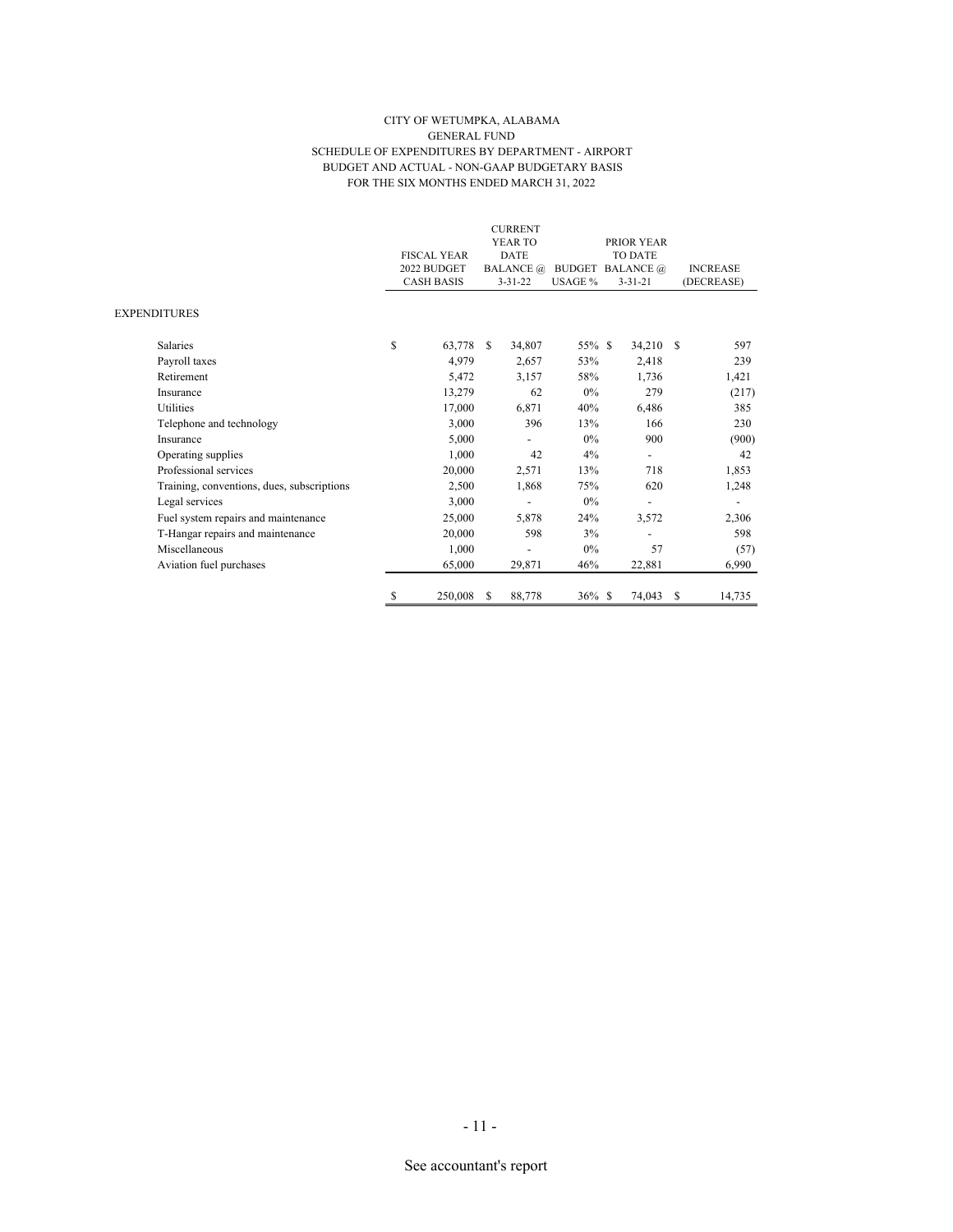CITY OF WETUMPKA, ALABAMA
GENERAL FUND
SCHEDULE OF EXPENDITURES BY DEPARTMENT - AIRPORT
BUDGET AND ACTUAL - NON-GAAP BUDGETARY BASIS
FOR THE SIX MONTHS ENDED MARCH 31, 2022

| | FISCAL YEAR 2022 BUDGET CASH BASIS | CURRENT YEAR TO DATE BALANCE @ 3-31-22 | BUDGET USAGE % | PRIOR YEAR TO DATE BALANCE @ 3-31-21 | INCREASE (DECREASE) |
|---|---|---|---|---|---|
| EXPENDITURES | | | | | |
| Salaries | $ 63,778 | $ 34,807 | 55% | $ 34,210 | $ 597 |
| Payroll taxes | 4,979 | 2,657 | 53% | 2,418 | 239 |
| Retirement | 5,472 | 3,157 | 58% | 1,736 | 1,421 |
| Insurance | 13,279 | 62 | 0% | 279 | (217) |
| Utilities | 17,000 | 6,871 | 40% | 6,486 | 385 |
| Telephone and technology | 3,000 | 396 | 13% | 166 | 230 |
| Insurance | 5,000 | - | 0% | 900 | (900) |
| Operating supplies | 1,000 | 42 | 4% | - | 42 |
| Professional services | 20,000 | 2,571 | 13% | 718 | 1,853 |
| Training, conventions, dues, subscriptions | 2,500 | 1,868 | 75% | 620 | 1,248 |
| Legal services | 3,000 | - | 0% | - | - |
| Fuel system repairs and maintenance | 25,000 | 5,878 | 24% | 3,572 | 2,306 |
| T-Hangar repairs and maintenance | 20,000 | 598 | 3% | - | 598 |
| Miscellaneous | 1,000 | - | 0% | 57 | (57) |
| Aviation fuel purchases | 65,000 | 29,871 | 46% | 22,881 | 6,990 |
| | $ 250,008 | $ 88,778 | 36% | $ 74,043 | $ 14,735 |

See accountant's report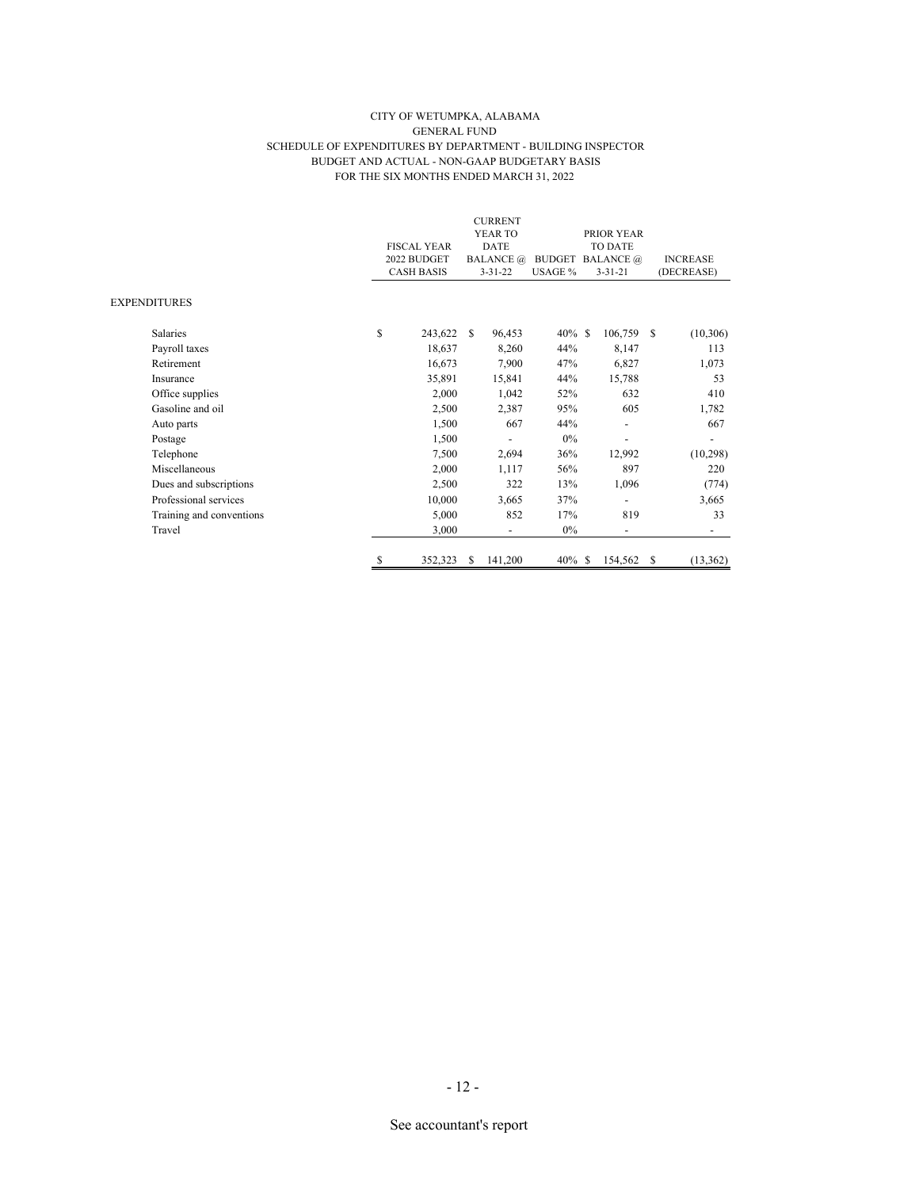CITY OF WETUMPKA, ALABAMA
GENERAL FUND
SCHEDULE OF EXPENDITURES BY DEPARTMENT - BUILDING INSPECTOR
BUDGET AND ACTUAL - NON-GAAP BUDGETARY BASIS
FOR THE SIX MONTHS ENDED MARCH 31, 2022

| | FISCAL YEAR 2022 BUDGET CASH BASIS | CURRENT YEAR TO DATE BALANCE @ 3-31-22 | BUDGET USAGE % | PRIOR YEAR TO DATE BALANCE @ 3-31-21 | INCREASE (DECREASE) |
|---|---|---|---|---|---|
| EXPENDITURES | | | | | |
| Salaries | $ 243,622 | $ 96,453 | 40% | $ 106,759 | $ (10,306) |
| Payroll taxes | 18,637 | 8,260 | 44% | 8,147 | 113 |
| Retirement | 16,673 | 7,900 | 47% | 6,827 | 1,073 |
| Insurance | 35,891 | 15,841 | 44% | 15,788 | 53 |
| Office supplies | 2,000 | 1,042 | 52% | 632 | 410 |
| Gasoline and oil | 2,500 | 2,387 | 95% | 605 | 1,782 |
| Auto parts | 1,500 | 667 | 44% | - | 667 |
| Postage | 1,500 | - | 0% | - | - |
| Telephone | 7,500 | 2,694 | 36% | 12,992 | (10,298) |
| Miscellaneous | 2,000 | 1,117 | 56% | 897 | 220 |
| Dues and subscriptions | 2,500 | 322 | 13% | 1,096 | (774) |
| Professional services | 10,000 | 3,665 | 37% | - | 3,665 |
| Training and conventions | 5,000 | 852 | 17% | 819 | 33 |
| Travel | 3,000 | - | 0% | - | - |
| | $ 352,323 | $ 141,200 | 40% | $ 154,562 | $ (13,362) |

See accountant's report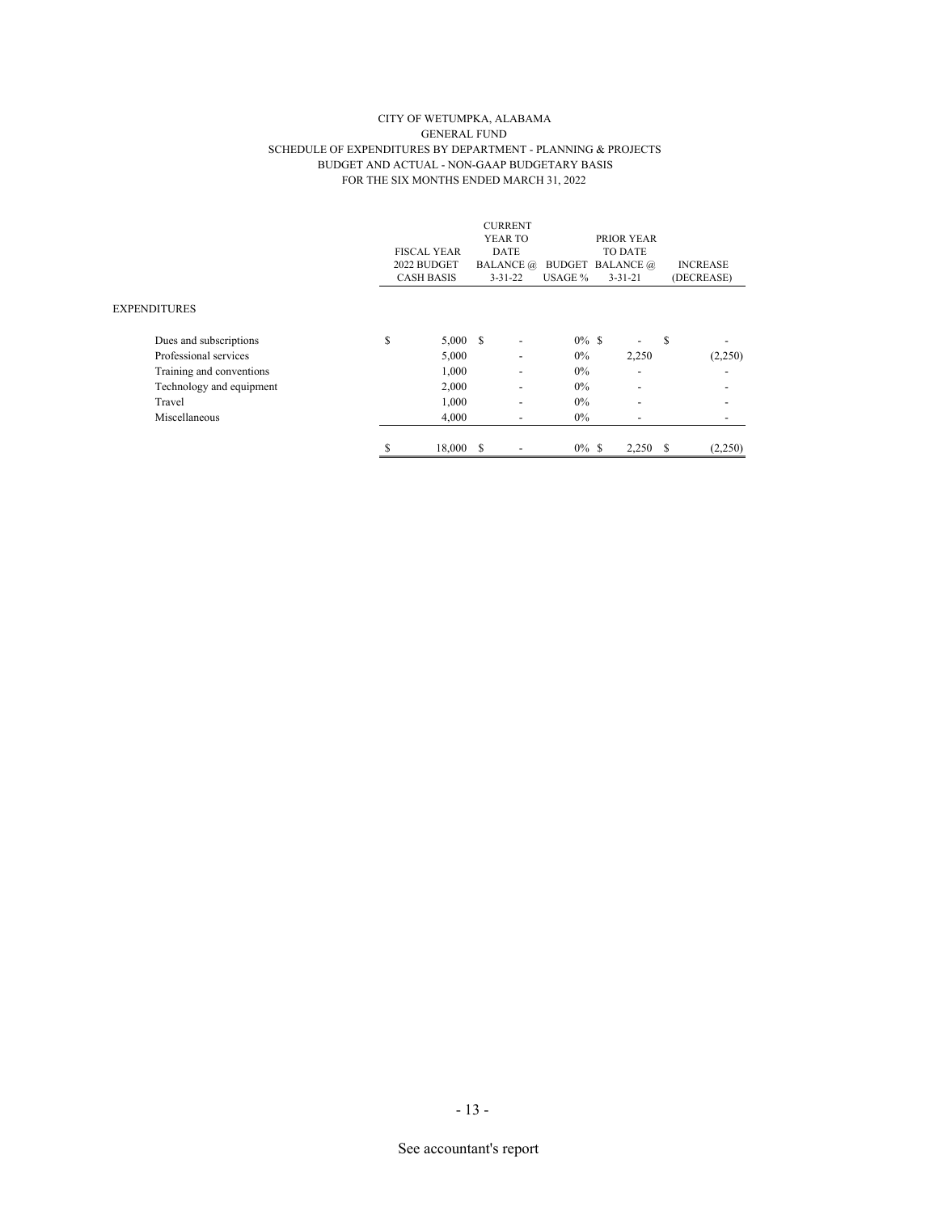CITY OF WETUMPKA, ALABAMA
GENERAL FUND
SCHEDULE OF EXPENDITURES BY DEPARTMENT - PLANNING & PROJECTS
BUDGET AND ACTUAL - NON-GAAP BUDGETARY BASIS
FOR THE SIX MONTHS ENDED MARCH 31, 2022

| | FISCAL YEAR 2022 BUDGET CASH BASIS | CURRENT YEAR TO DATE BALANCE @ 3-31-22 | BUDGET USAGE % | PRIOR YEAR TO DATE BALANCE @ 3-31-21 | INCREASE (DECREASE) |
|---|---|---|---|---|---|
| EXPENDITURES | | | | | |
| Dues and subscriptions | $ 5,000 | $ - | 0% | $ - | $ - |
| Professional services | 5,000 | - | 0% | 2,250 | (2,250) |
| Training and conventions | 1,000 | - | 0% | - | - |
| Technology and equipment | 2,000 | - | 0% | - | - |
| Travel | 1,000 | - | 0% | - | - |
| Miscellaneous | 4,000 | - | 0% | - | - |
| | $ 18,000 | $ - | 0% | $ 2,250 | $ (2,250) |

See accountant's report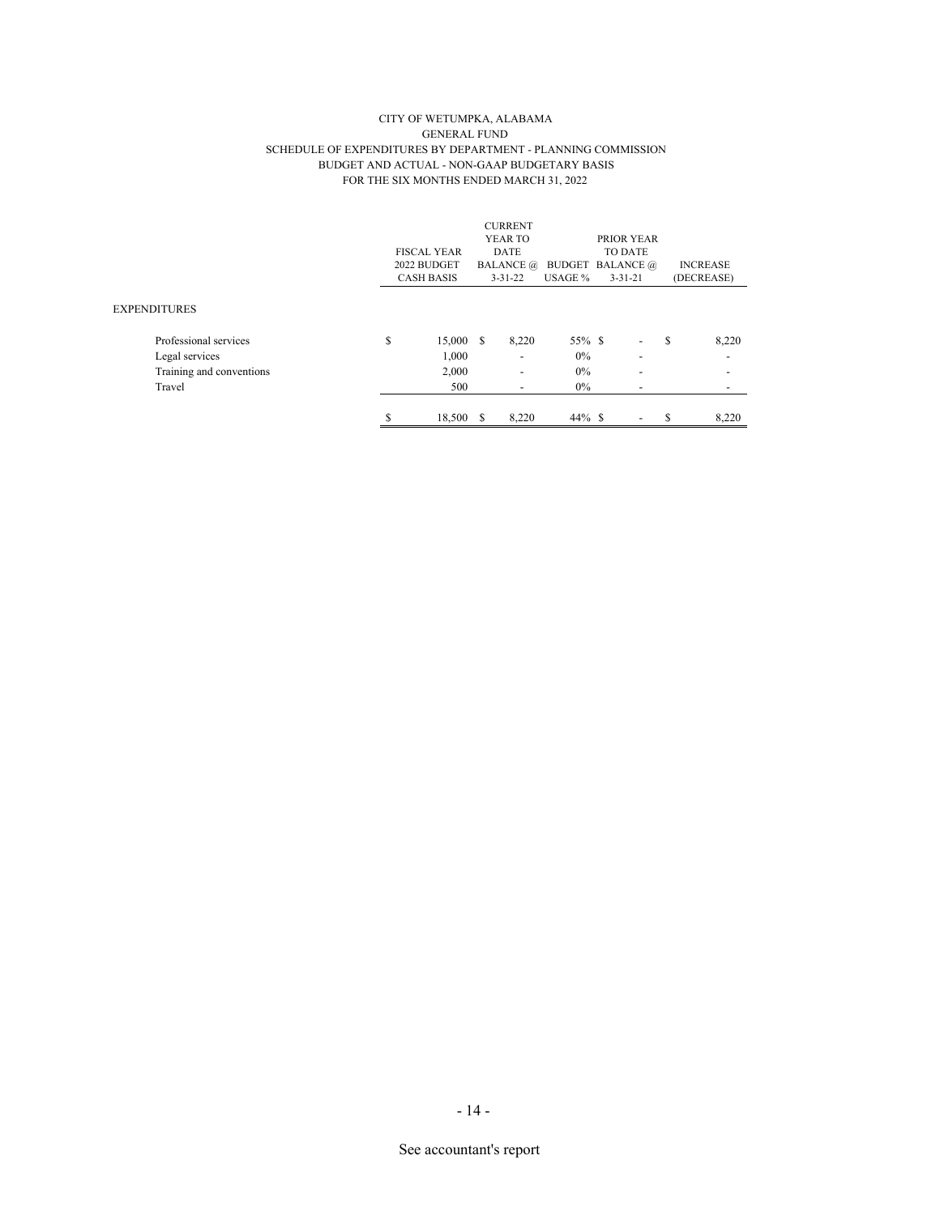CITY OF WETUMPKA, ALABAMA
GENERAL FUND
SCHEDULE OF EXPENDITURES BY DEPARTMENT - PLANNING COMMISSION
BUDGET AND ACTUAL - NON-GAAP BUDGETARY BASIS
FOR THE SIX MONTHS ENDED MARCH 31, 2022

| | FISCAL YEAR 2022 BUDGET CASH BASIS | CURRENT YEAR TO DATE BALANCE @ 3-31-22 | BUDGET USAGE % | PRIOR YEAR TO DATE BALANCE @ 3-31-21 | INCREASE (DECREASE) |
|---|---|---|---|---|---|
| EXPENDITURES | | | | | |
| Professional services | $ 15,000 | $ 8,220 | 55% | $ - | $ 8,220 |
| Legal services | 1,000 | - | 0% | - | - |
| Training and conventions | 2,000 | - | 0% | - | - |
| Travel | 500 | - | 0% | - | - |
| | $ 18,500 | $ 8,220 | 44% | $ - | $ 8,220 |

See accountant's report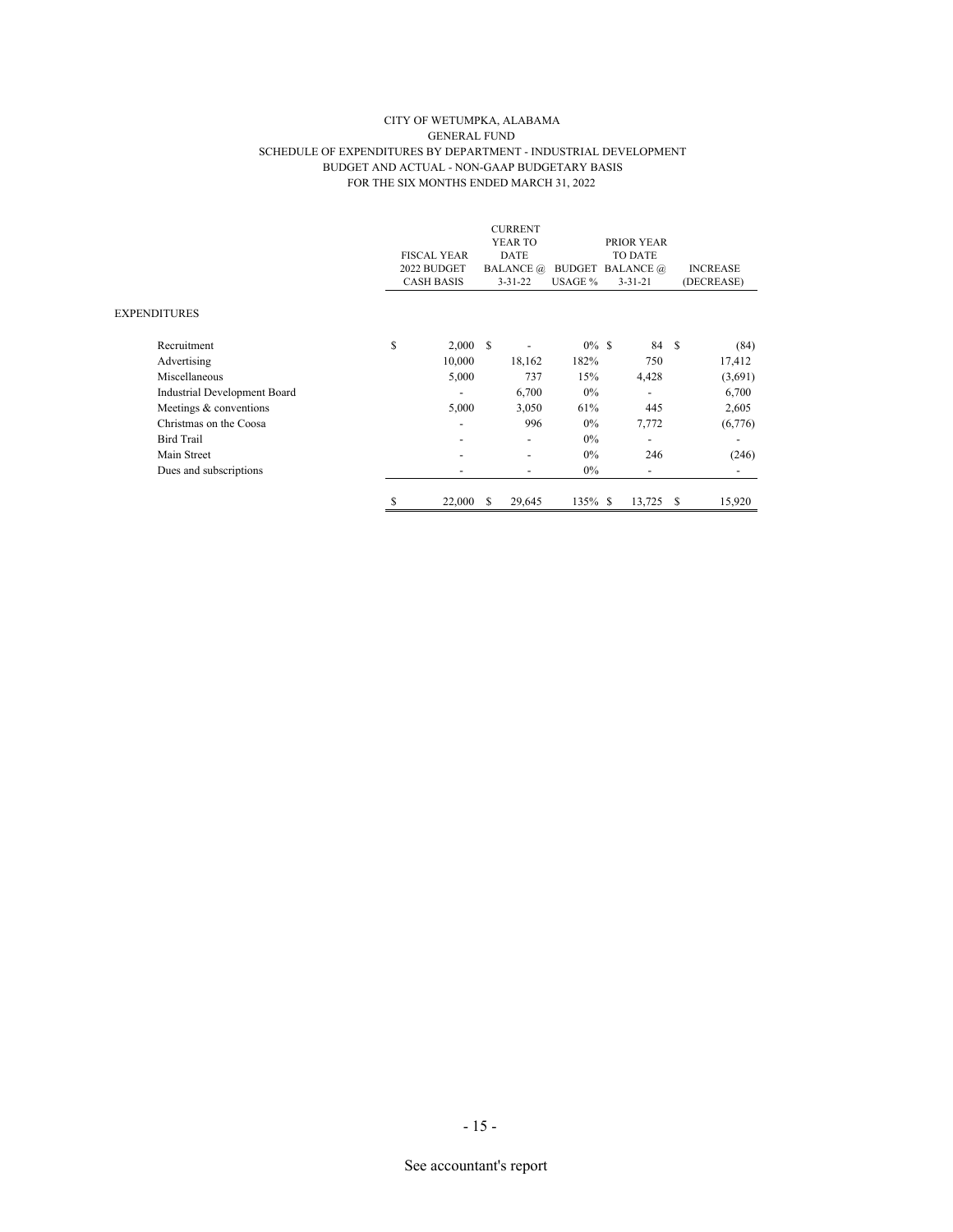CITY OF WETUMPKA, ALABAMA
GENERAL FUND
SCHEDULE OF EXPENDITURES BY DEPARTMENT - INDUSTRIAL DEVELOPMENT
BUDGET AND ACTUAL - NON-GAAP BUDGETARY BASIS
FOR THE SIX MONTHS ENDED MARCH 31, 2022

| | FISCAL YEAR 2022 BUDGET CASH BASIS | CURRENT YEAR TO DATE BALANCE @ 3-31-22 | BUDGET USAGE % | PRIOR YEAR TO DATE BALANCE @ 3-31-21 | INCREASE (DECREASE) |
|---|---|---|---|---|---|
| EXPENDITURES | | | | | |
| Recruitment | $ 2,000 | $ - | 0% | $ 84 | $ (84) |
| Advertising | 10,000 | 18,162 | 182% | 750 | 17,412 |
| Miscellaneous | 5,000 | 737 | 15% | 4,428 | (3,691) |
| Industrial Development Board | - | 6,700 | 0% | - | 6,700 |
| Meetings & conventions | 5,000 | 3,050 | 61% | 445 | 2,605 |
| Christmas on the Coosa | - | 996 | 0% | 7,772 | (6,776) |
| Bird Trail | - | - | 0% | - | - |
| Main Street | - | - | 0% | 246 | (246) |
| Dues and subscriptions | - | - | 0% | - | - |
| | $ 22,000 | $ 29,645 | 135% | $ 13,725 | $ 15,920 |

See accountant's report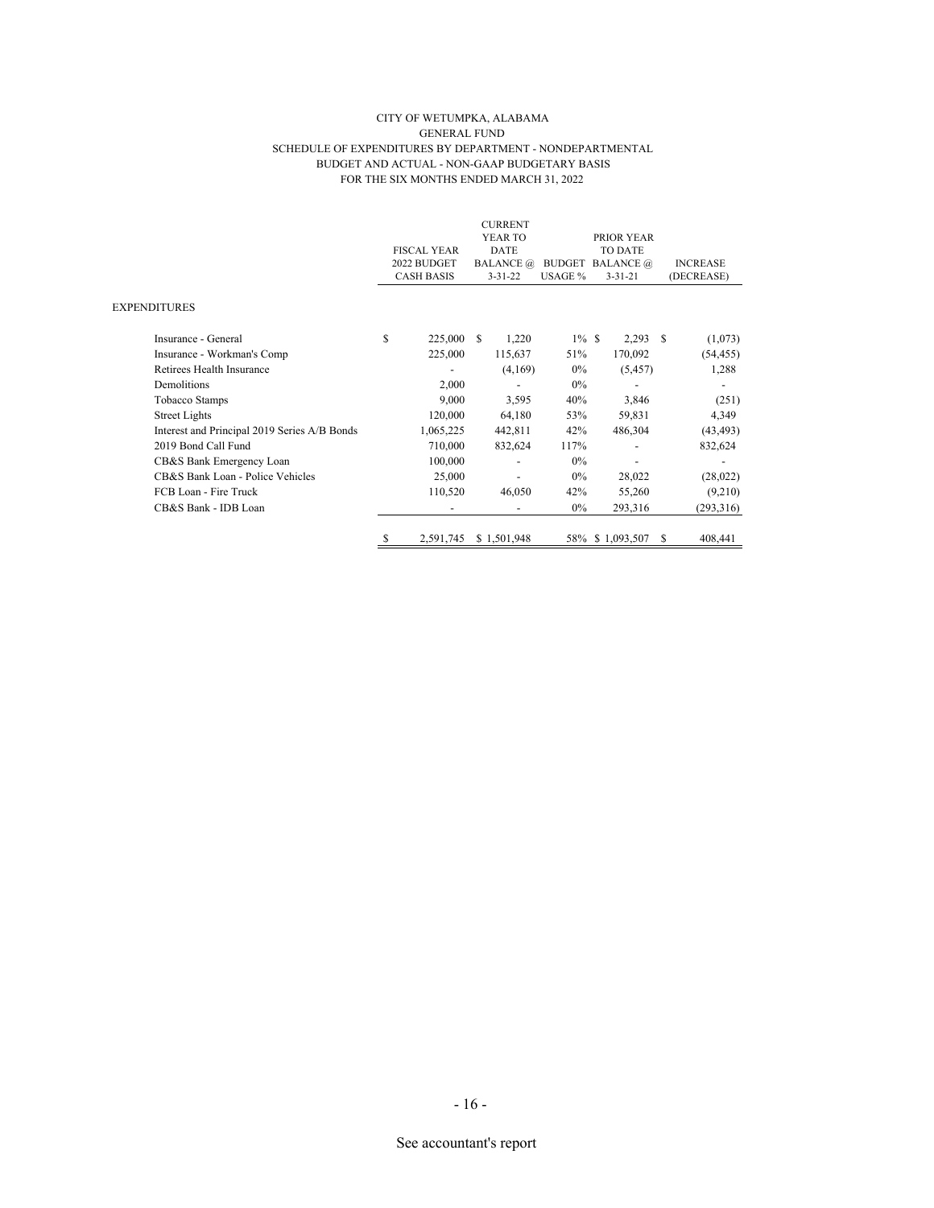CITY OF WETUMPKA, ALABAMA
GENERAL FUND
SCHEDULE OF EXPENDITURES BY DEPARTMENT - NONDEPARTMENTAL
BUDGET AND ACTUAL - NON-GAAP BUDGETARY BASIS
FOR THE SIX MONTHS ENDED MARCH 31, 2022

| | FISCAL YEAR 2022 BUDGET CASH BASIS | CURRENT YEAR TO DATE BALANCE @ 3-31-22 | BUDGET USAGE % | PRIOR YEAR TO DATE BALANCE @ 3-31-21 | INCREASE (DECREASE) |
|---|---|---|---|---|---|
| EXPENDITURES | | | | | |
| Insurance - General | $ 225,000 | $ 1,220 | 1% | $ 2,293 | $ (1,073) |
| Insurance - Workman's Comp | 225,000 | 115,637 | 51% | 170,092 | (54,455) |
| Retirees Health Insurance | - | (4,169) | 0% | (5,457) | 1,288 |
| Demolitions | 2,000 | - | 0% | - | - |
| Tobacco Stamps | 9,000 | 3,595 | 40% | 3,846 | (251) |
| Street Lights | 120,000 | 64,180 | 53% | 59,831 | 4,349 |
| Interest and Principal 2019 Series A/B Bonds | 1,065,225 | 442,811 | 42% | 486,304 | (43,493) |
| 2019 Bond Call Fund | 710,000 | 832,624 | 117% | - | 832,624 |
| CB&S Bank Emergency Loan | 100,000 | - | 0% | - | - |
| CB&S Bank Loan - Police Vehicles | 25,000 | - | 0% | 28,022 | (28,022) |
| FCB Loan - Fire Truck | 110,520 | 46,050 | 42% | 55,260 | (9,210) |
| CB&S Bank - IDB Loan | - | - | 0% | 293,316 | (293,316) |
| | $ 2,591,745 | $ 1,501,948 | 58% | $ 1,093,507 | $ 408,441 |

See accountant's report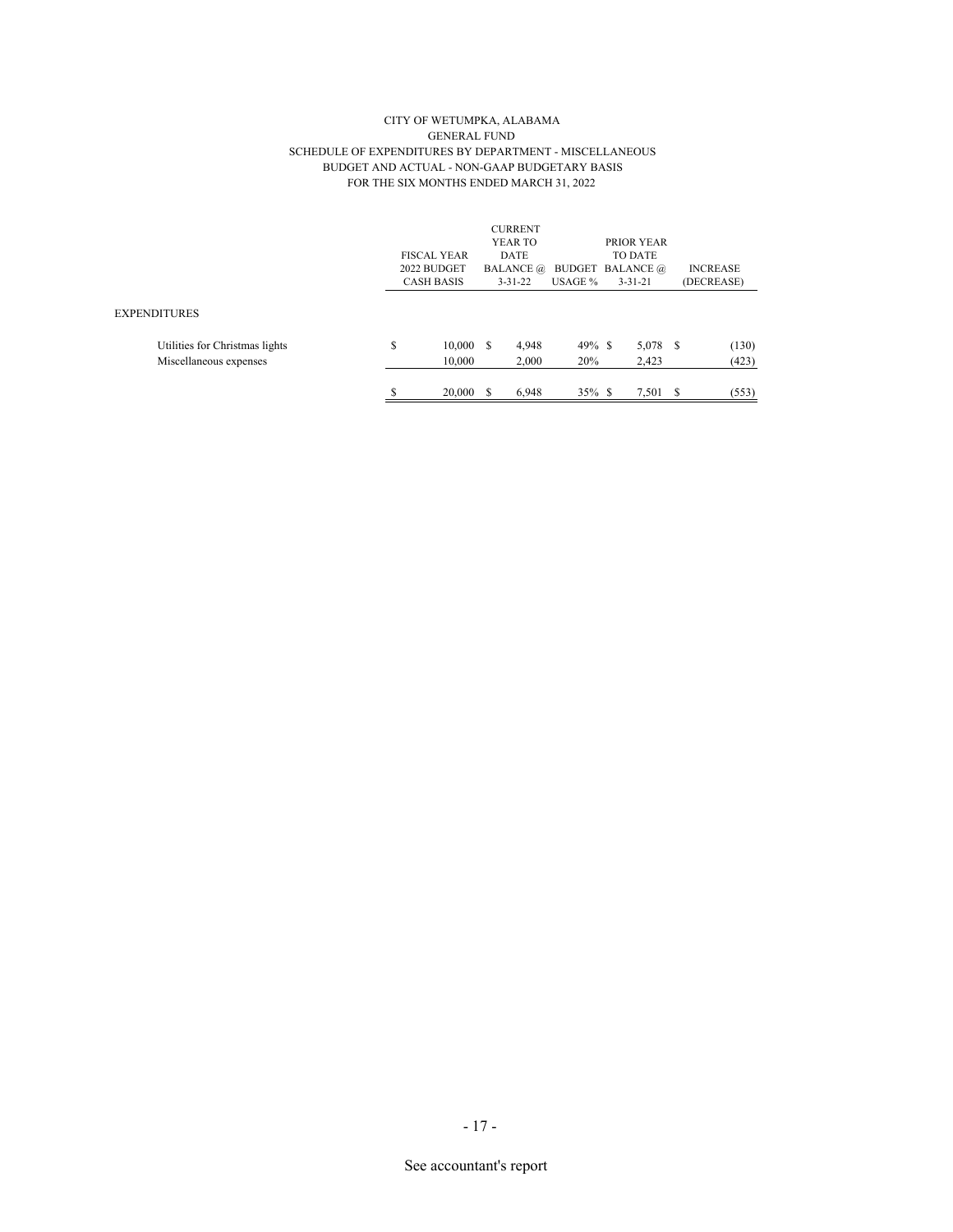CITY OF WETUMPKA, ALABAMA
GENERAL FUND
SCHEDULE OF EXPENDITURES BY DEPARTMENT - MISCELLANEOUS
BUDGET AND ACTUAL - NON-GAAP BUDGETARY BASIS
FOR THE SIX MONTHS ENDED MARCH 31, 2022

| | FISCAL YEAR 2022 BUDGET CASH BASIS | CURRENT YEAR TO DATE BALANCE @ 3-31-22 | BUDGET USAGE % | PRIOR YEAR TO DATE BALANCE @ 3-31-21 | INCREASE (DECREASE) |
|---|---|---|---|---|---|
| EXPENDITURES | | | | | |
| Utilities for Christmas lights | $ 10,000 | $ 4,948 | 49% | $ 5,078 | $ (130) |
| Miscellaneous expenses | 10,000 | 2,000 | 20% | 2,423 | (423) |
| | $ 20,000 | $ 6,948 | 35% | $ 7,501 | $ (553) |

See accountant's report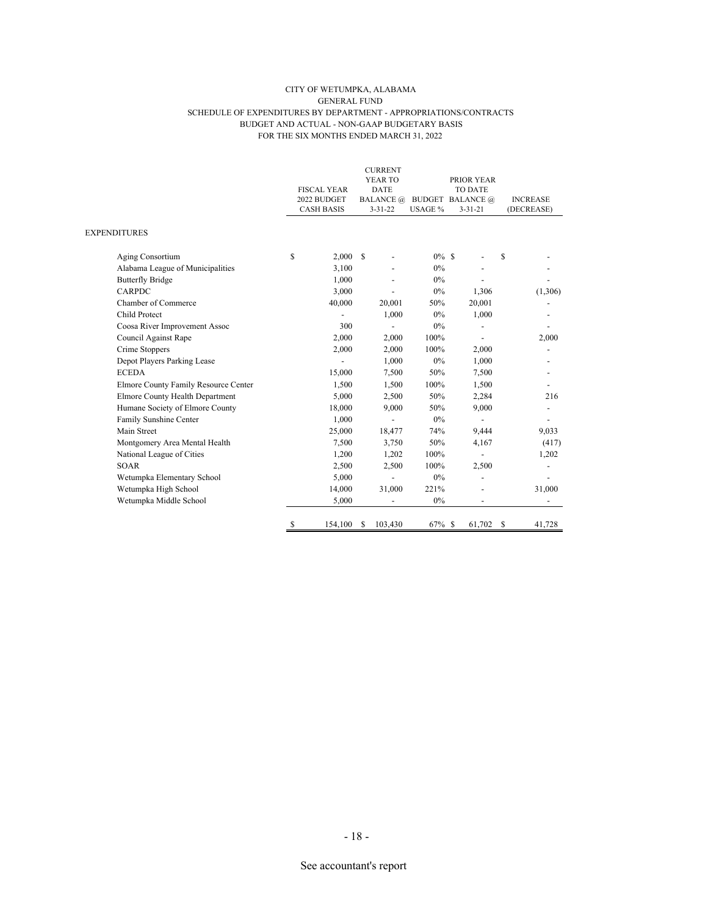CITY OF WETUMPKA, ALABAMA
GENERAL FUND
SCHEDULE OF EXPENDITURES BY DEPARTMENT - APPROPRIATIONS/CONTRACTS
BUDGET AND ACTUAL - NON-GAAP BUDGETARY BASIS
FOR THE SIX MONTHS ENDED MARCH 31, 2022

| | FISCAL YEAR 2022 BUDGET CASH BASIS | CURRENT YEAR TO DATE BALANCE @ 3-31-22 | BUDGET USAGE % | PRIOR YEAR TO DATE BALANCE @ 3-31-21 | INCREASE (DECREASE) |
|---|---|---|---|---|---|
| EXPENDITURES | | | | | |
| Aging Consortium | $ 2,000 | $ - | 0% | $ - | $ - |
| Alabama League of Municipalities | 3,100 | - | 0% | - | - |
| Butterfly Bridge | 1,000 | - | 0% | - | - |
| CARPDC | 3,000 | - | 0% | 1,306 | (1,306) |
| Chamber of Commerce | 40,000 | 20,001 | 50% | 20,001 | - |
| Child Protect | - | 1,000 | 0% | 1,000 | - |
| Coosa River Improvement Assoc | 300 | - | 0% | - | - |
| Council Against Rape | 2,000 | 2,000 | 100% | - | 2,000 |
| Crime Stoppers | 2,000 | 2,000 | 100% | 2,000 | - |
| Depot Players Parking Lease | - | 1,000 | 0% | 1,000 | - |
| ECEDA | 15,000 | 7,500 | 50% | 7,500 | - |
| Elmore County Family Resource Center | 1,500 | 1,500 | 100% | 1,500 | - |
| Elmore County Health Department | 5,000 | 2,500 | 50% | 2,284 | 216 |
| Humane Society of Elmore County | 18,000 | 9,000 | 50% | 9,000 | - |
| Family Sunshine Center | 1,000 | - | 0% | - | - |
| Main Street | 25,000 | 18,477 | 74% | 9,444 | 9,033 |
| Montgomery Area Mental Health | 7,500 | 3,750 | 50% | 4,167 | (417) |
| National League of Cities | 1,200 | 1,202 | 100% | - | 1,202 |
| SOAR | 2,500 | 2,500 | 100% | 2,500 | - |
| Wetumpka Elementary School | 5,000 | - | 0% | - | - |
| Wetumpka High School | 14,000 | 31,000 | 221% | - | 31,000 |
| Wetumpka Middle School | 5,000 | - | 0% | - | - |
| | $ 154,100 | $ 103,430 | 67% | $ 61,702 | $ 41,728 |

See accountant's report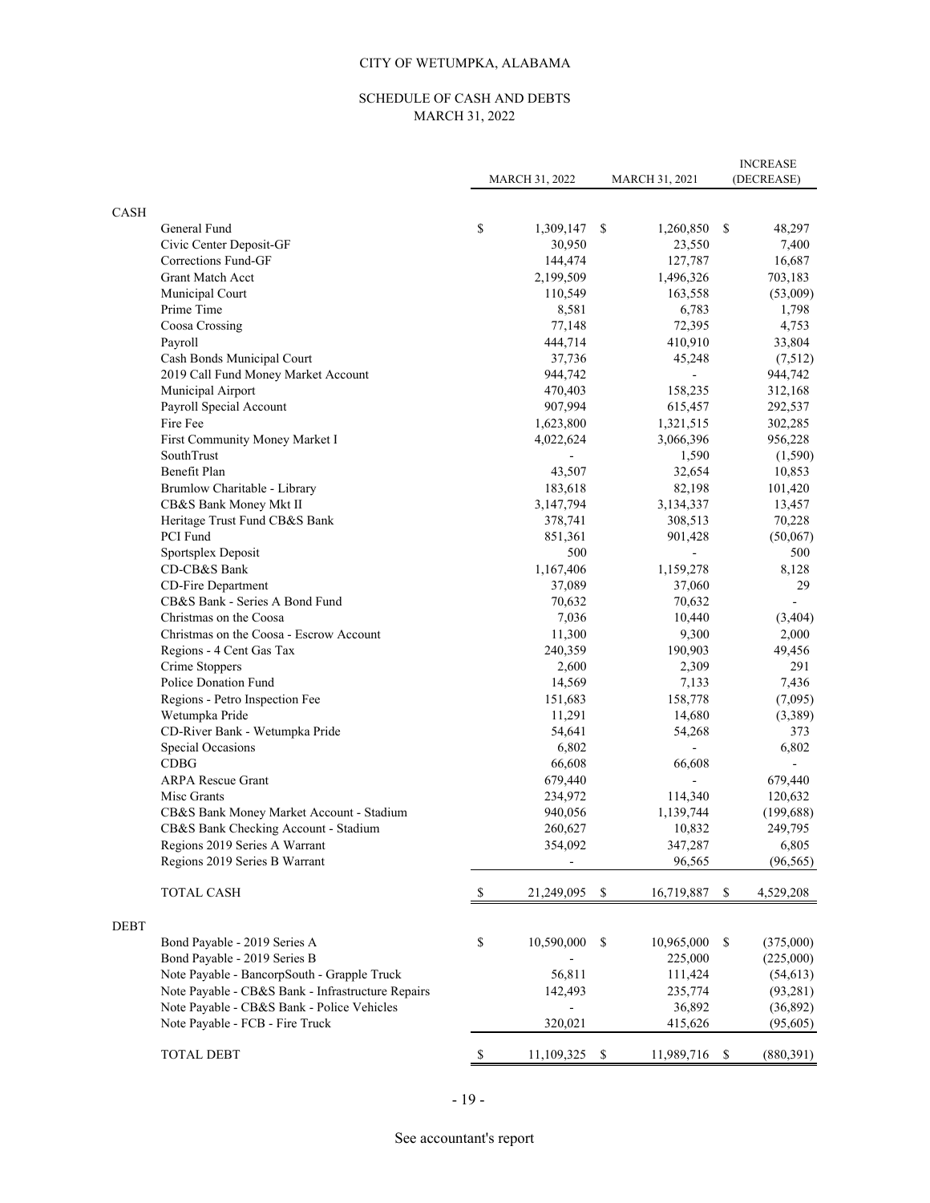# CITY OF WETUMPKA, ALABAMA

## SCHEDULE OF CASH AND DEBTS
## MARCH 31, 2022

| | MARCH 31, 2022 | MARCH 31, 2021 | INCREASE (DECREASE) |
|---|---|---|---|
| **CASH** | | | |
| General Fund | $ 1,309,147 | $ 1,260,850 | $ 48,297 |
| Civic Center Deposit-GF | 30,950 | 23,550 | 7,400 |
| Corrections Fund-GF | 144,474 | 127,787 | 16,687 |
| Grant Match Acct | 2,199,509 | 1,496,326 | 703,183 |
| Municipal Court | 110,549 | 163,558 | (53,009) |
| Prime Time | 8,581 | 6,783 | 1,798 |
| Coosa Crossing | 77,148 | 72,395 | 4,753 |
| Payroll | 444,714 | 410,910 | 33,804 |
| Cash Bonds Municipal Court | 37,736 | 45,248 | (7,512) |
| 2019 Call Fund Money Market Account | 944,742 | - | 944,742 |
| Municipal Airport | 470,403 | 158,235 | 312,168 |
| Payroll Special Account | 907,994 | 615,457 | 292,537 |
| Fire Fee | 1,623,800 | 1,321,515 | 302,285 |
| First Community Money Market I | 4,022,624 | 3,066,396 | 956,228 |
| SouthTrust | - | 1,590 | (1,590) |
| Benefit Plan | 43,507 | 32,654 | 10,853 |
| Brumlow Charitable - Library | 183,618 | 82,198 | 101,420 |
| CB&S Bank Money Mkt II | 3,147,794 | 3,134,337 | 13,457 |
| Heritage Trust Fund CB&S Bank | 378,741 | 308,513 | 70,228 |
| PCI Fund | 851,361 | 901,428 | (50,067) |
| Sportsplex Deposit | 500 | - | 500 |
| CD-CB&S Bank | 1,167,406 | 1,159,278 | 8,128 |
| CD-Fire Department | 37,089 | 37,060 | 29 |
| CB&S Bank - Series A Bond Fund | 70,632 | 70,632 | - |
| Christmas on the Coosa | 7,036 | 10,440 | (3,404) |
| Christmas on the Coosa - Escrow Account | 11,300 | 9,300 | 2,000 |
| Regions - 4 Cent Gas Tax | 240,359 | 190,903 | 49,456 |
| Crime Stoppers | 2,600 | 2,309 | 291 |
| Police Donation Fund | 14,569 | 7,133 | 7,436 |
| Regions - Petro Inspection Fee | 151,683 | 158,778 | (7,095) |
| Wetumpka Pride | 11,291 | 14,680 | (3,389) |
| CD-River Bank - Wetumpka Pride | 54,641 | 54,268 | 373 |
| Special Occasions | 6,802 | - | 6,802 |
| CDBG | 66,608 | 66,608 | - |
| ARPA Rescue Grant | 679,440 | - | 679,440 |
| Misc Grants | 234,972 | 114,340 | 120,632 |
| CB&S Bank Money Market Account - Stadium | 940,056 | 1,139,744 | (199,688) |
| CB&S Bank Checking Account - Stadium | 260,627 | 10,832 | 249,795 |
| Regions 2019 Series A Warrant | 354,092 | 347,287 | 6,805 |
| Regions 2019 Series B Warrant | - | 96,565 | (96,565) |
| TOTAL CASH | $ 21,249,095 | $ 16,719,887 | $ 4,529,208 |
| **DEBT** | | | |
| Bond Payable - 2019 Series A | $ 10,590,000 | $ 10,965,000 | $ (375,000) |
| Bond Payable - 2019 Series B | - | 225,000 | (225,000) |
| Note Payable - BancorpSouth - Grapple Truck | 56,811 | 111,424 | (54,613) |
| Note Payable - CB&S Bank - Infrastructure Repairs | 142,493 | 235,774 | (93,281) |
| Note Payable - CB&S Bank - Police Vehicles | - | 36,892 | (36,892) |
| Note Payable - FCB - Fire Truck | 320,021 | 415,626 | (95,605) |
| TOTAL DEBT | $ 11,109,325 | $ 11,989,716 | $ (880,391) |

See accountant's report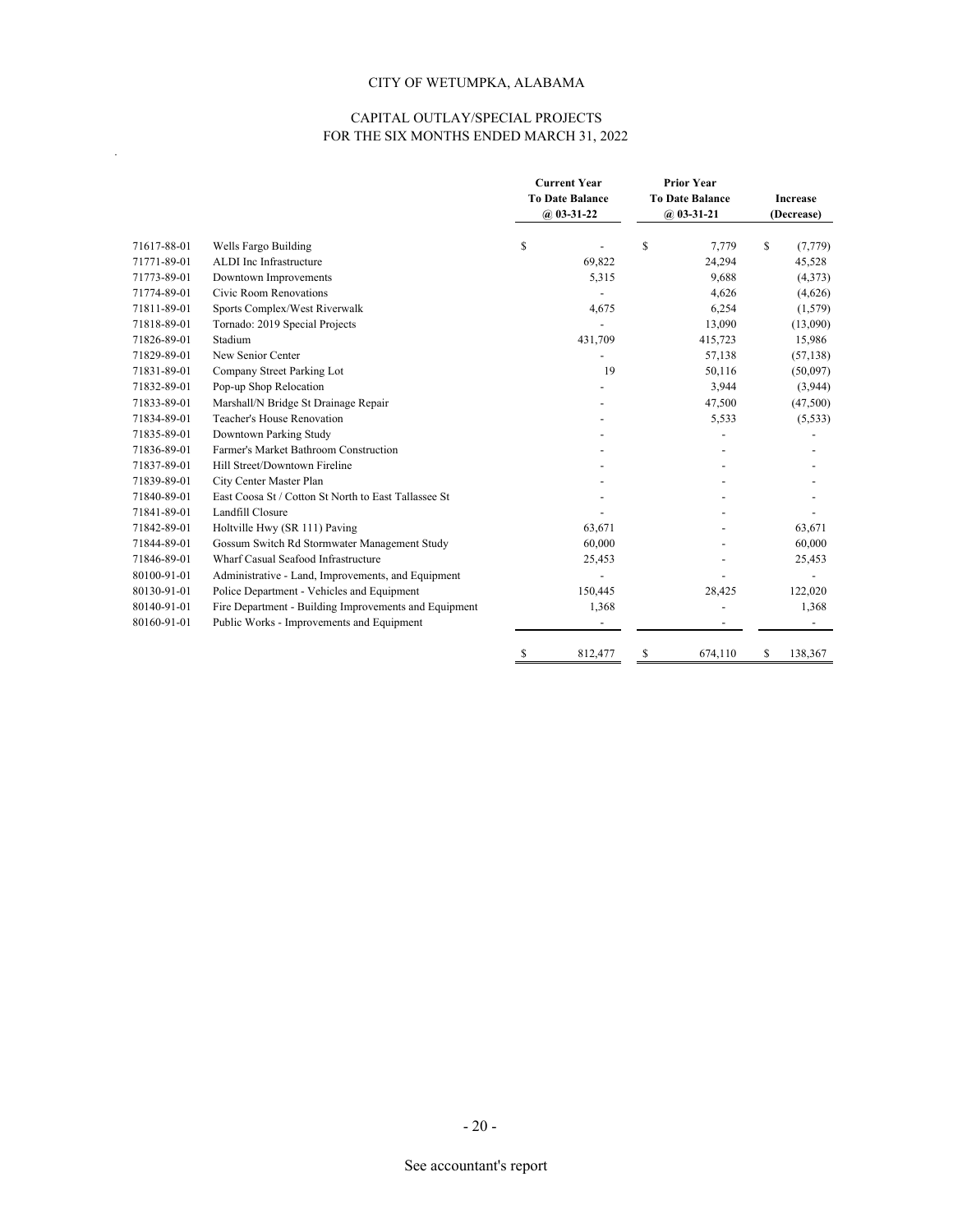# CITY OF WETUMPKA, ALABAMA

## CAPITAL OUTLAY/SPECIAL PROJECTS
## FOR THE SIX MONTHS ENDED MARCH 31, 2022

| | | Current Year To Date Balance @ 03-31-22 | Prior Year To Date Balance @ 03-31-21 | Increase (Decrease) |
|---|---|---|---|---|
| 71617-88-01 | Wells Fargo Building | $ - | $ 7,779 | $ (7,779) |
| 71771-89-01 | ALDI Inc Infrastructure | 69,822 | 24,294 | 45,528 |
| 71773-89-01 | Downtown Improvements | 5,315 | 9,688 | (4,373) |
| 71774-89-01 | Civic Room Renovations | - | 4,626 | (4,626) |
| 71811-89-01 | Sports Complex/West Riverwalk | 4,675 | 6,254 | (1,579) |
| 71818-89-01 | Tornado: 2019 Special Projects | - | 13,090 | (13,090) |
| 71826-89-01 | Stadium | 431,709 | 415,723 | 15,986 |
| 71829-89-01 | New Senior Center | - | 57,138 | (57,138) |
| 71831-89-01 | Company Street Parking Lot | 19 | 50,116 | (50,097) |
| 71832-89-01 | Pop-up Shop Relocation | - | 3,944 | (3,944) |
| 71833-89-01 | Marshall/N Bridge St Drainage Repair | - | 47,500 | (47,500) |
| 71834-89-01 | Teacher's House Renovation | - | 5,533 | (5,533) |
| 71835-89-01 | Downtown Parking Study | - | - | - |
| 71836-89-01 | Farmer's Market Bathroom Construction | - | - | - |
| 71837-89-01 | Hill Street/Downtown Fireline | - | - | - |
| 71839-89-01 | City Center Master Plan | - | - | - |
| 71840-89-01 | East Coosa St / Cotton St North to East Tallassee St | - | - | - |
| 71841-89-01 | Landfill Closure | - | - | - |
| 71842-89-01 | Holtville Hwy (SR 111) Paving | 63,671 | - | 63,671 |
| 71844-89-01 | Gossum Switch Rd Stormwater Management Study | 60,000 | - | 60,000 |
| 71846-89-01 | Wharf Casual Seafood Infrastructure | 25,453 | - | 25,453 |
| 80100-91-01 | Administrative - Land, Improvements, and Equipment | - | - | - |
| 80130-91-01 | Police Department - Vehicles and Equipment | 150,445 | 28,425 | 122,020 |
| 80140-91-01 | Fire Department - Building Improvements and Equipment | 1,368 | - | 1,368 |
| 80160-91-01 | Public Works - Improvements and Equipment | - | - | - |
| | | $ 812,477 | $ 674,110 | $ 138,367 |

See accountant's report